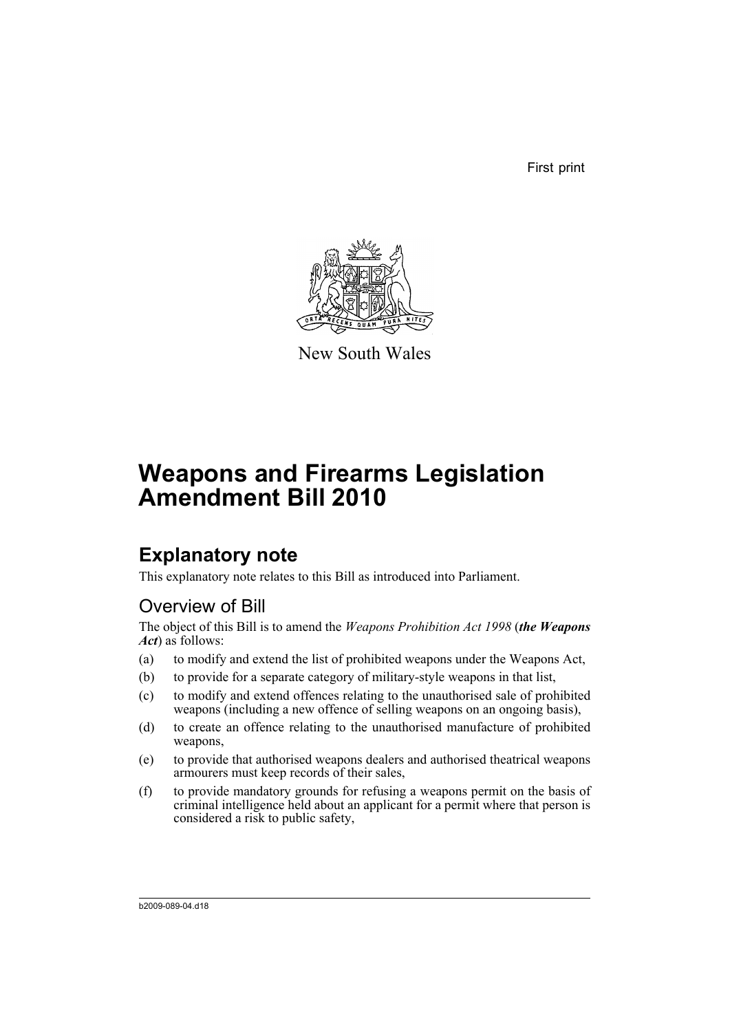First print

New South Wales

# Weapons and Firearms Legislation Amendment Bill 2010

## Explanatory note

This explanatory note relates to this Bill as introduced into Parliament.

### Overview of Bill

The object of this Bill is to amend the *Weapons Prohibition Act 1998* (***the Weapons Act***) as follows:

(a) to modify and extend the list of prohibited weapons under the Weapons Act,

(b) to provide for a separate category of military-style weapons in that list,

(c) to modify and extend offences relating to the unauthorised sale of prohibited weapons (including a new offence of selling weapons on an ongoing basis),

(d) to create an offence relating to the unauthorised manufacture of prohibited weapons,

(e) to provide that authorised weapons dealers and authorised theatrical weapons armourers must keep records of their sales,

(f) to provide mandatory grounds for refusing a weapons permit on the basis of criminal intelligence held about an applicant for a permit where that person is considered a risk to public safety,

b2009-089-04.d18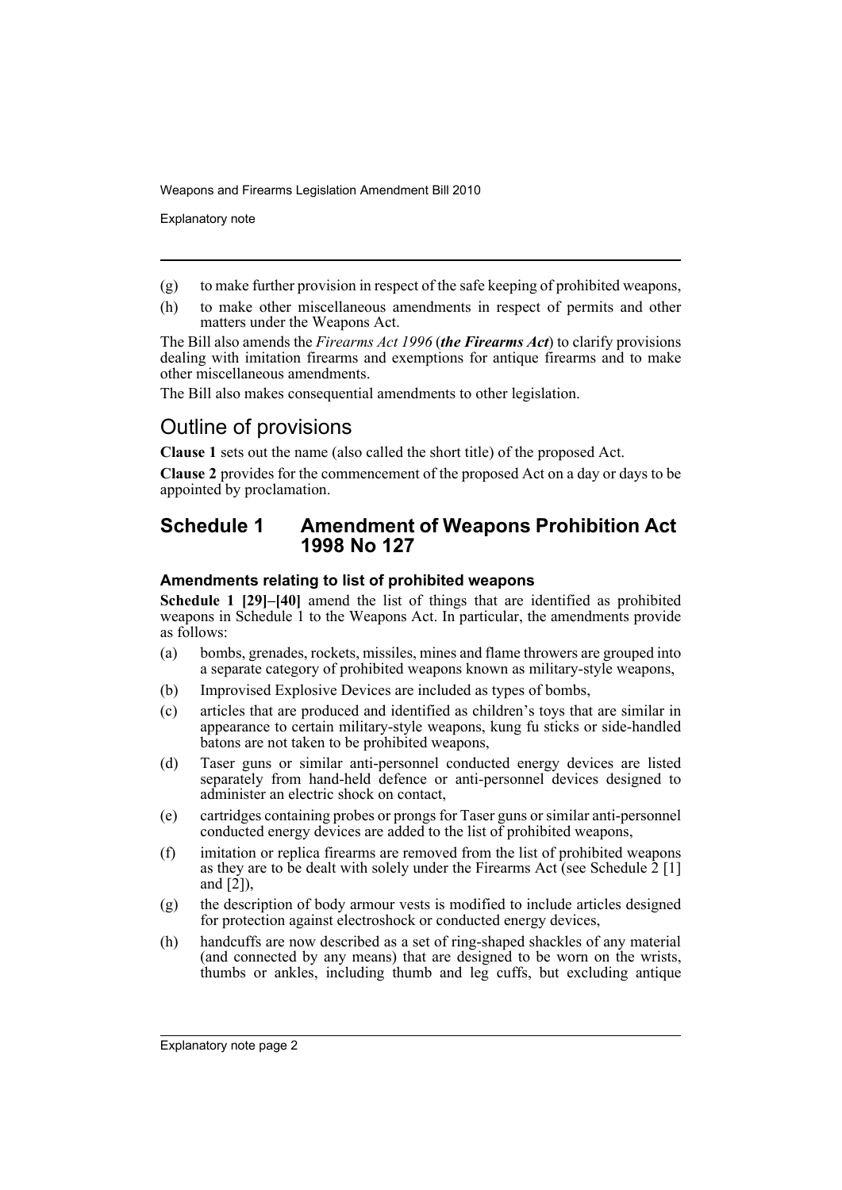(g) to make further provision in respect of the safe keeping of prohibited weapons,

(h) to make other miscellaneous amendments in respect of permits and other matters under the Weapons Act.

The Bill also amends the *Firearms Act 1996* (***the Firearms Act***) to clarify provisions dealing with imitation firearms and exemptions for antique firearms and to make other miscellaneous amendments.

The Bill also makes consequential amendments to other legislation.

# Outline of provisions

**Clause 1** sets out the name (also called the short title) of the proposed Act.

**Clause 2** provides for the commencement of the proposed Act on a day or days to be appointed by proclamation.

## Schedule 1 Amendment of Weapons Prohibition Act 1998 No 127

### Amendments relating to list of prohibited weapons

**Schedule 1 [29]–[40]** amend the list of things that are identified as prohibited weapons in Schedule 1 to the Weapons Act. In particular, the amendments provide as follows:

(a) bombs, grenades, rockets, missiles, mines and flame throwers are grouped into a separate category of prohibited weapons known as military-style weapons,

(b) Improvised Explosive Devices are included as types of bombs,

(c) articles that are produced and identified as children's toys that are similar in appearance to certain military-style weapons, kung fu sticks or side-handled batons are not taken to be prohibited weapons,

(d) Taser guns or similar anti-personnel conducted energy devices are listed separately from hand-held defence or anti-personnel devices designed to administer an electric shock on contact,

(e) cartridges containing probes or prongs for Taser guns or similar anti-personnel conducted energy devices are added to the list of prohibited weapons,

(f) imitation or replica firearms are removed from the list of prohibited weapons as they are to be dealt with solely under the Firearms Act (see Schedule 2 [1] and [2]),

(g) the description of body armour vests is modified to include articles designed for protection against electroshock or conducted energy devices,

(h) handcuffs are now described as a set of ring-shaped shackles of any material (and connected by any means) that are designed to be worn on the wrists, thumbs or ankles, including thumb and leg cuffs, but excluding antique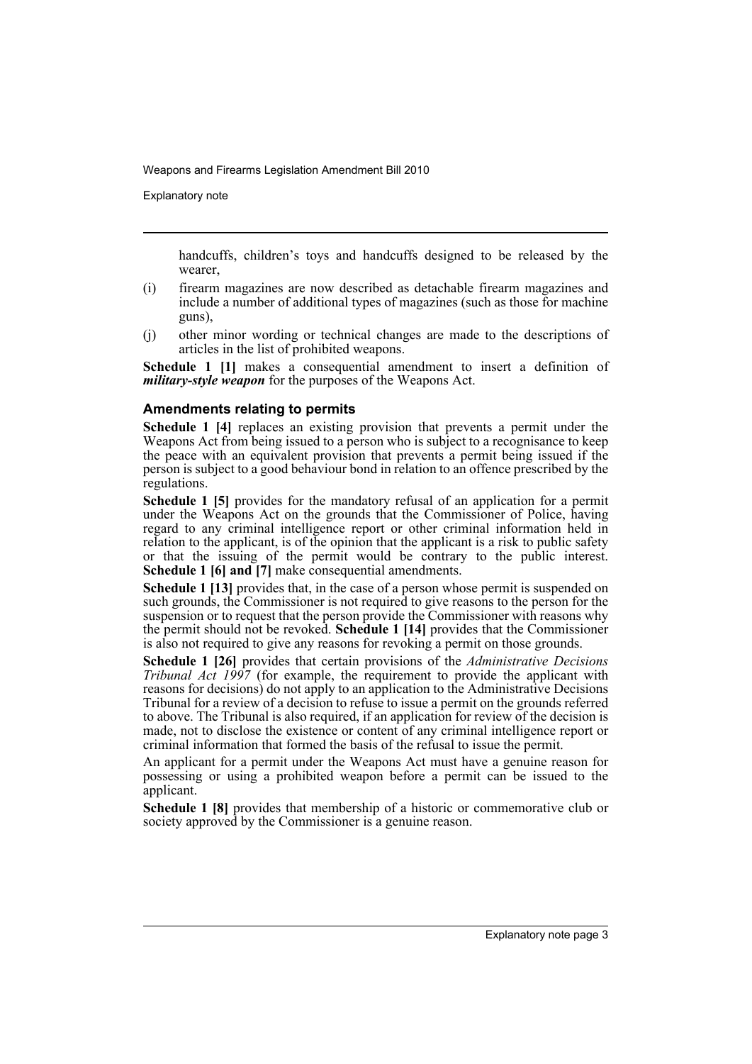handcuffs, children's toys and handcuffs designed to be released by the wearer,

(i) firearm magazines are now described as detachable firearm magazines and include a number of additional types of magazines (such as those for machine guns),

(j) other minor wording or technical changes are made to the descriptions of articles in the list of prohibited weapons.

**Schedule 1 [1]** makes a consequential amendment to insert a definition of ***military-style weapon*** for the purposes of the Weapons Act.

### Amendments relating to permits

**Schedule 1 [4]** replaces an existing provision that prevents a permit under the Weapons Act from being issued to a person who is subject to a recognisance to keep the peace with an equivalent provision that prevents a permit being issued if the person is subject to a good behaviour bond in relation to an offence prescribed by the regulations.

**Schedule 1 [5]** provides for the mandatory refusal of an application for a permit under the Weapons Act on the grounds that the Commissioner of Police, having regard to any criminal intelligence report or other criminal information held in relation to the applicant, is of the opinion that the applicant is a risk to public safety or that the issuing of the permit would be contrary to the public interest. **Schedule 1 [6] and [7]** make consequential amendments.

**Schedule 1 [13]** provides that, in the case of a person whose permit is suspended on such grounds, the Commissioner is not required to give reasons to the person for the suspension or to request that the person provide the Commissioner with reasons why the permit should not be revoked. **Schedule 1 [14]** provides that the Commissioner is also not required to give any reasons for revoking a permit on those grounds.

**Schedule 1 [26]** provides that certain provisions of the *Administrative Decisions Tribunal Act 1997* (for example, the requirement to provide the applicant with reasons for decisions) do not apply to an application to the Administrative Decisions Tribunal for a review of a decision to refuse to issue a permit on the grounds referred to above. The Tribunal is also required, if an application for review of the decision is made, not to disclose the existence or content of any criminal intelligence report or criminal information that formed the basis of the refusal to issue the permit.

An applicant for a permit under the Weapons Act must have a genuine reason for possessing or using a prohibited weapon before a permit can be issued to the applicant.

**Schedule 1 [8]** provides that membership of a historic or commemorative club or society approved by the Commissioner is a genuine reason.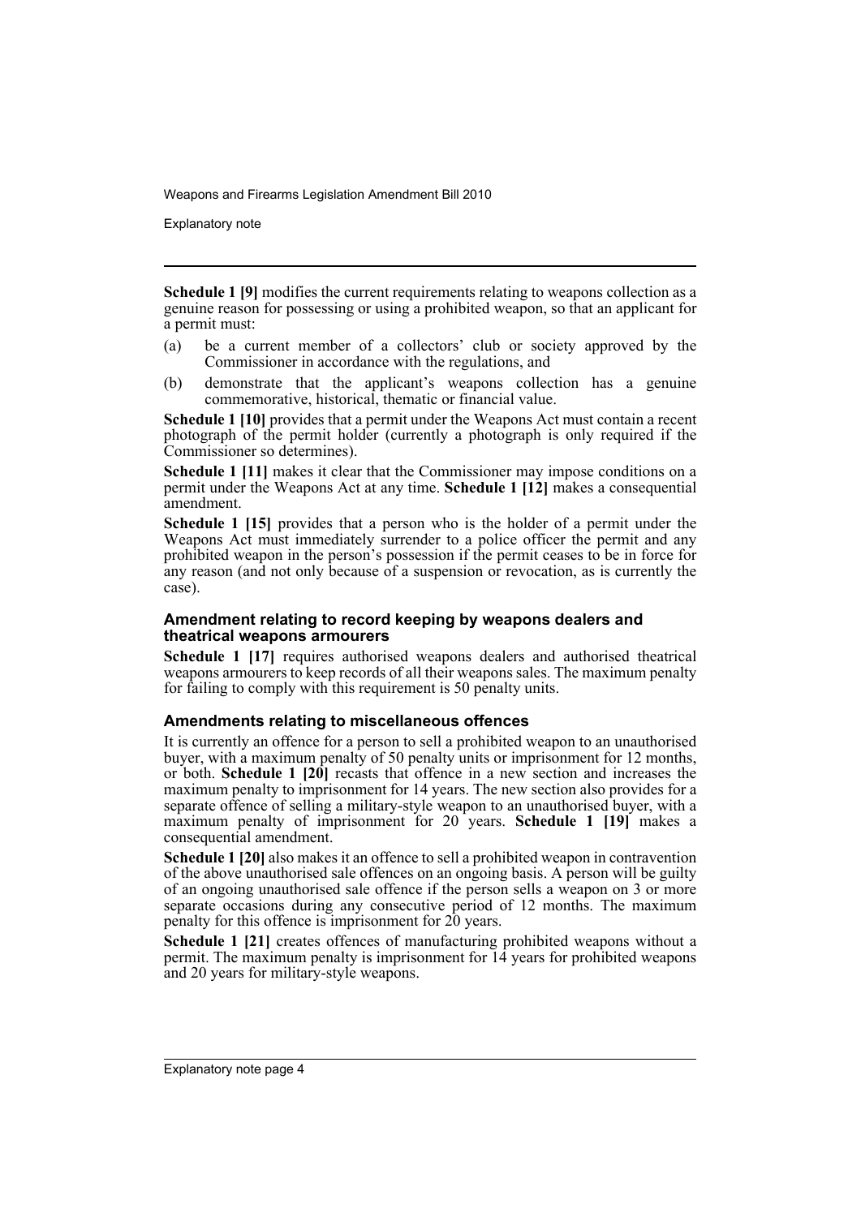**Schedule 1 [9]** modifies the current requirements relating to weapons collection as a genuine reason for possessing or using a prohibited weapon, so that an applicant for a permit must:

(a) be a current member of a collectors' club or society approved by the Commissioner in accordance with the regulations, and

(b) demonstrate that the applicant's weapons collection has a genuine commemorative, historical, thematic or financial value.

**Schedule 1 [10]** provides that a permit under the Weapons Act must contain a recent photograph of the permit holder (currently a photograph is only required if the Commissioner so determines).

**Schedule 1 [11]** makes it clear that the Commissioner may impose conditions on a permit under the Weapons Act at any time. **Schedule 1 [12]** makes a consequential amendment.

**Schedule 1 [15]** provides that a person who is the holder of a permit under the Weapons Act must immediately surrender to a police officer the permit and any prohibited weapon in the person's possession if the permit ceases to be in force for any reason (and not only because of a suspension or revocation, as is currently the case).

### Amendment relating to record keeping by weapons dealers and theatrical weapons armourers

**Schedule 1 [17]** requires authorised weapons dealers and authorised theatrical weapons armourers to keep records of all their weapons sales. The maximum penalty for failing to comply with this requirement is 50 penalty units.

### Amendments relating to miscellaneous offences

It is currently an offence for a person to sell a prohibited weapon to an unauthorised buyer, with a maximum penalty of 50 penalty units or imprisonment for 12 months, or both. **Schedule 1 [20]** recasts that offence in a new section and increases the maximum penalty to imprisonment for 14 years. The new section also provides for a separate offence of selling a military-style weapon to an unauthorised buyer, with a maximum penalty of imprisonment for 20 years. **Schedule 1 [19]** makes a consequential amendment.

**Schedule 1 [20]** also makes it an offence to sell a prohibited weapon in contravention of the above unauthorised sale offences on an ongoing basis. A person will be guilty of an ongoing unauthorised sale offence if the person sells a weapon on 3 or more separate occasions during any consecutive period of 12 months. The maximum penalty for this offence is imprisonment for 20 years.

**Schedule 1 [21]** creates offences of manufacturing prohibited weapons without a permit. The maximum penalty is imprisonment for 14 years for prohibited weapons and 20 years for military-style weapons.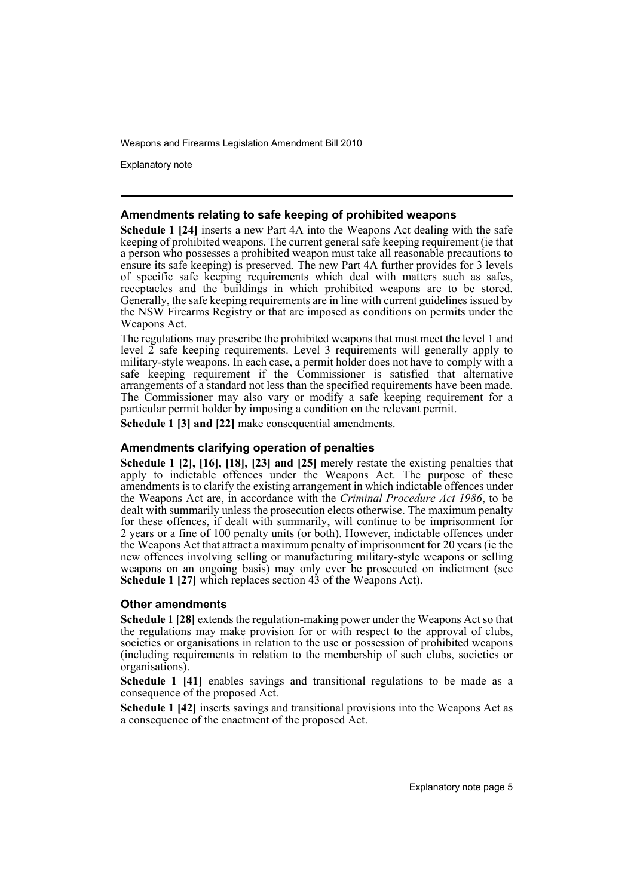### Amendments relating to safe keeping of prohibited weapons

**Schedule 1 [24]** inserts a new Part 4A into the Weapons Act dealing with the safe keeping of prohibited weapons. The current general safe keeping requirement (ie that a person who possesses a prohibited weapon must take all reasonable precautions to ensure its safe keeping) is preserved. The new Part 4A further provides for 3 levels of specific safe keeping requirements which deal with matters such as safes, receptacles and the buildings in which prohibited weapons are to be stored. Generally, the safe keeping requirements are in line with current guidelines issued by the NSW Firearms Registry or that are imposed as conditions on permits under the Weapons Act.

The regulations may prescribe the prohibited weapons that must meet the level 1 and level 2 safe keeping requirements. Level 3 requirements will generally apply to military-style weapons. In each case, a permit holder does not have to comply with a safe keeping requirement if the Commissioner is satisfied that alternative arrangements of a standard not less than the specified requirements have been made. The Commissioner may also vary or modify a safe keeping requirement for a particular permit holder by imposing a condition on the relevant permit.

**Schedule 1 [3] and [22]** make consequential amendments.

### Amendments clarifying operation of penalties

**Schedule 1 [2], [16], [18], [23] and [25]** merely restate the existing penalties that apply to indictable offences under the Weapons Act. The purpose of these amendments is to clarify the existing arrangement in which indictable offences under the Weapons Act are, in accordance with the *Criminal Procedure Act 1986*, to be dealt with summarily unless the prosecution elects otherwise. The maximum penalty for these offences, if dealt with summarily, will continue to be imprisonment for 2 years or a fine of 100 penalty units (or both). However, indictable offences under the Weapons Act that attract a maximum penalty of imprisonment for 20 years (ie the new offences involving selling or manufacturing military-style weapons or selling weapons on an ongoing basis) may only ever be prosecuted on indictment (see **Schedule 1 [27]** which replaces section 43 of the Weapons Act).

### Other amendments

**Schedule 1 [28]** extends the regulation-making power under the Weapons Act so that the regulations may make provision for or with respect to the approval of clubs, societies or organisations in relation to the use or possession of prohibited weapons (including requirements in relation to the membership of such clubs, societies or organisations).

**Schedule 1 [41]** enables savings and transitional regulations to be made as a consequence of the proposed Act.

**Schedule 1 [42]** inserts savings and transitional provisions into the Weapons Act as a consequence of the enactment of the proposed Act.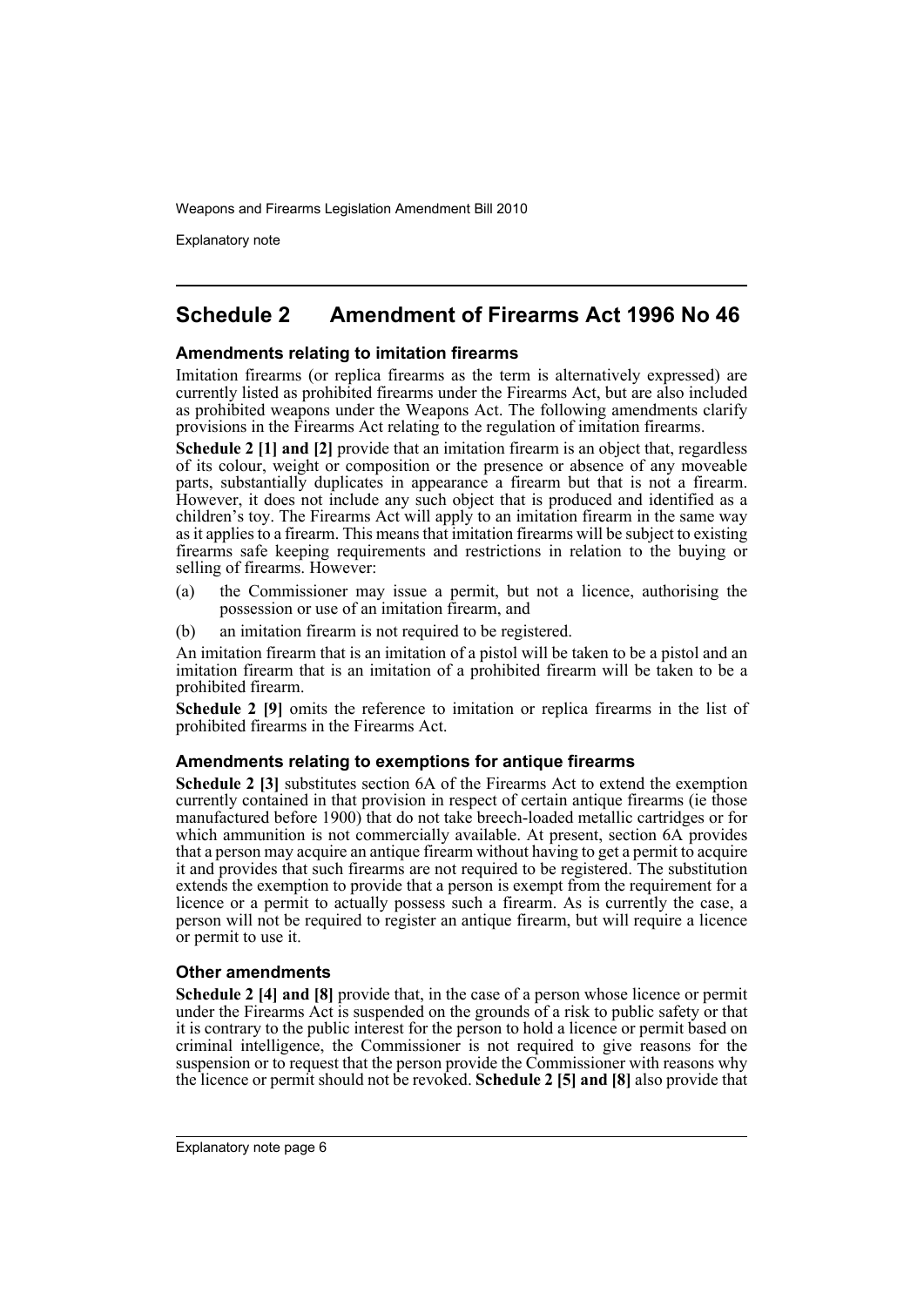## Schedule 2 Amendment of Firearms Act 1996 No 46

### Amendments relating to imitation firearms

Imitation firearms (or replica firearms as the term is alternatively expressed) are currently listed as prohibited firearms under the Firearms Act, but are also included as prohibited weapons under the Weapons Act. The following amendments clarify provisions in the Firearms Act relating to the regulation of imitation firearms.

**Schedule 2 [1] and [2]** provide that an imitation firearm is an object that, regardless of its colour, weight or composition or the presence or absence of any moveable parts, substantially duplicates in appearance a firearm but that is not a firearm. However, it does not include any such object that is produced and identified as a children's toy. The Firearms Act will apply to an imitation firearm in the same way as it applies to a firearm. This means that imitation firearms will be subject to existing firearms safe keeping requirements and restrictions in relation to the buying or selling of firearms. However:

(a) the Commissioner may issue a permit, but not a licence, authorising the possession or use of an imitation firearm, and

(b) an imitation firearm is not required to be registered.

An imitation firearm that is an imitation of a pistol will be taken to be a pistol and an imitation firearm that is an imitation of a prohibited firearm will be taken to be a prohibited firearm.

**Schedule 2 [9]** omits the reference to imitation or replica firearms in the list of prohibited firearms in the Firearms Act.

### Amendments relating to exemptions for antique firearms

**Schedule 2 [3]** substitutes section 6A of the Firearms Act to extend the exemption currently contained in that provision in respect of certain antique firearms (ie those manufactured before 1900) that do not take breech-loaded metallic cartridges or for which ammunition is not commercially available. At present, section 6A provides that a person may acquire an antique firearm without having to get a permit to acquire it and provides that such firearms are not required to be registered. The substitution extends the exemption to provide that a person is exempt from the requirement for a licence or a permit to actually possess such a firearm. As is currently the case, a person will not be required to register an antique firearm, but will require a licence or permit to use it.

### Other amendments

**Schedule 2 [4] and [8]** provide that, in the case of a person whose licence or permit under the Firearms Act is suspended on the grounds of a risk to public safety or that it is contrary to the public interest for the person to hold a licence or permit based on criminal intelligence, the Commissioner is not required to give reasons for the suspension or to request that the person provide the Commissioner with reasons why the licence or permit should not be revoked. **Schedule 2 [5] and [8]** also provide that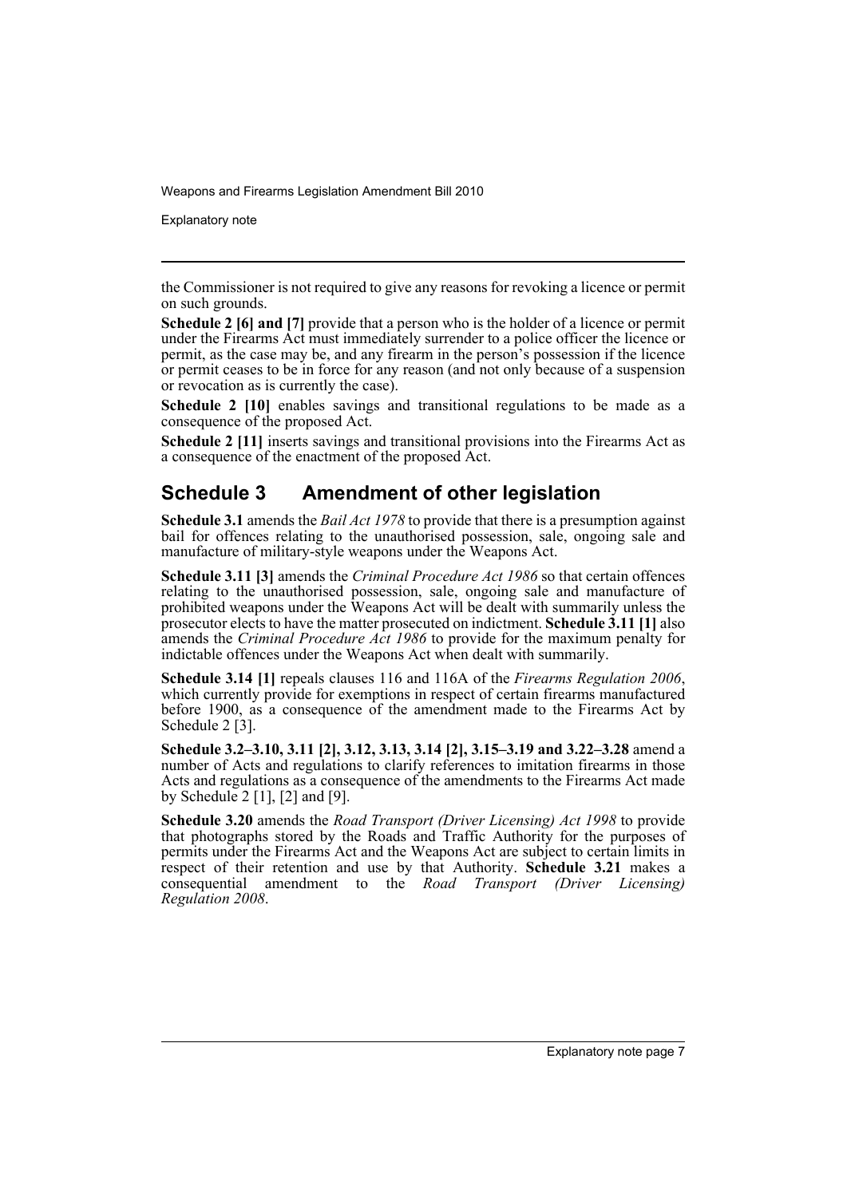the Commissioner is not required to give any reasons for revoking a licence or permit on such grounds.

**Schedule 2 [6] and [7]** provide that a person who is the holder of a licence or permit under the Firearms Act must immediately surrender to a police officer the licence or permit, as the case may be, and any firearm in the person's possession if the licence or permit ceases to be in force for any reason (and not only because of a suspension or revocation as is currently the case).

**Schedule 2 [10]** enables savings and transitional regulations to be made as a consequence of the proposed Act.

**Schedule 2 [11]** inserts savings and transitional provisions into the Firearms Act as a consequence of the enactment of the proposed Act.

## Schedule 3 Amendment of other legislation

**Schedule 3.1** amends the *Bail Act 1978* to provide that there is a presumption against bail for offences relating to the unauthorised possession, sale, ongoing sale and manufacture of military-style weapons under the Weapons Act.

**Schedule 3.11 [3]** amends the *Criminal Procedure Act 1986* so that certain offences relating to the unauthorised possession, sale, ongoing sale and manufacture of prohibited weapons under the Weapons Act will be dealt with summarily unless the prosecutor elects to have the matter prosecuted on indictment. **Schedule 3.11 [1]** also amends the *Criminal Procedure Act 1986* to provide for the maximum penalty for indictable offences under the Weapons Act when dealt with summarily.

**Schedule 3.14 [1]** repeals clauses 116 and 116A of the *Firearms Regulation 2006*, which currently provide for exemptions in respect of certain firearms manufactured before 1900, as a consequence of the amendment made to the Firearms Act by Schedule 2 [3].

**Schedule 3.2–3.10, 3.11 [2], 3.12, 3.13, 3.14 [2], 3.15–3.19 and 3.22–3.28** amend a number of Acts and regulations to clarify references to imitation firearms in those Acts and regulations as a consequence of the amendments to the Firearms Act made by Schedule 2 [1], [2] and [9].

**Schedule 3.20** amends the *Road Transport (Driver Licensing) Act 1998* to provide that photographs stored by the Roads and Traffic Authority for the purposes of permits under the Firearms Act and the Weapons Act are subject to certain limits in respect of their retention and use by that Authority. **Schedule 3.21** makes a consequential amendment to the *Road Transport (Driver Licensing) Regulation 2008*.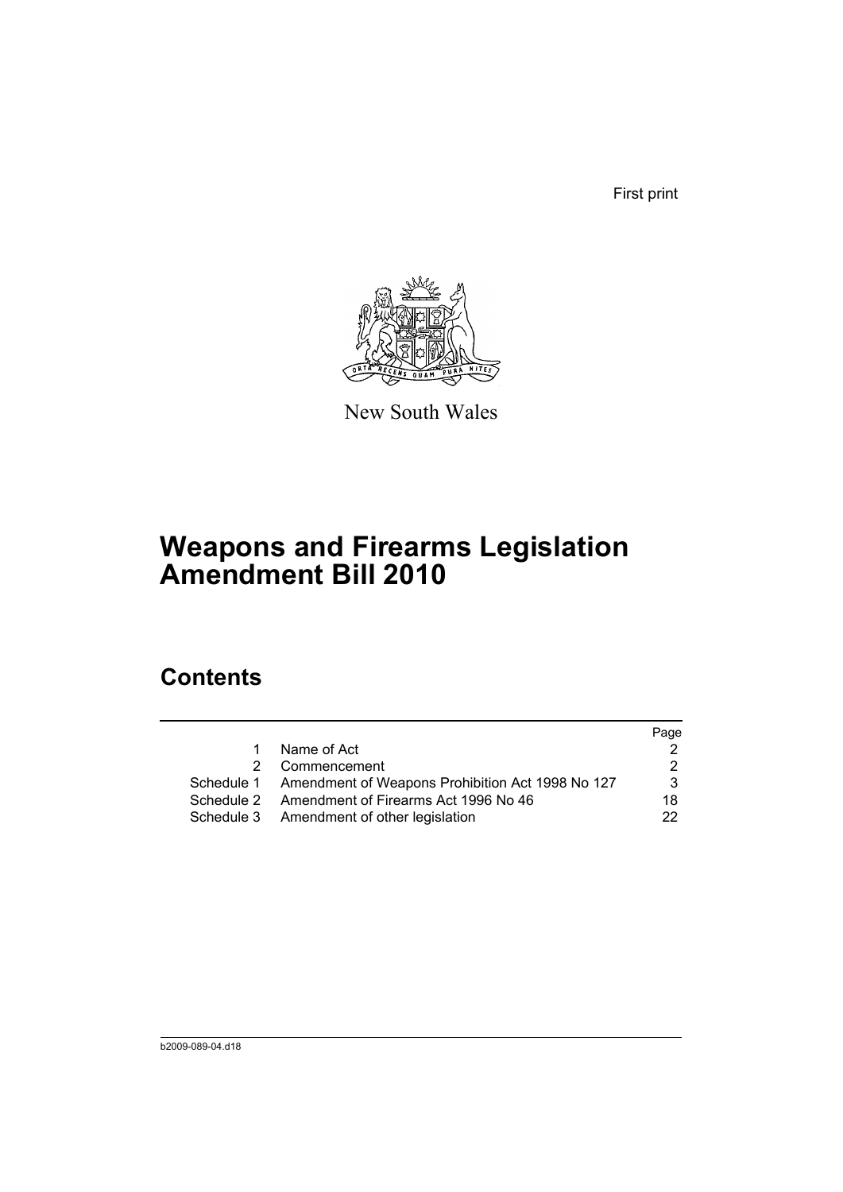First print

New South Wales

# Weapons and Firearms Legislation Amendment Bill 2010

## Contents

| | | Page |
|---|---|---|
| 1 | Name of Act | 2 |
| 2 | Commencement | 2 |
| Schedule 1 | Amendment of Weapons Prohibition Act 1998 No 127 | 3 |
| Schedule 2 | Amendment of Firearms Act 1996 No 46 | 18 |
| Schedule 3 | Amendment of other legislation | 22 |

b2009-089-04.d18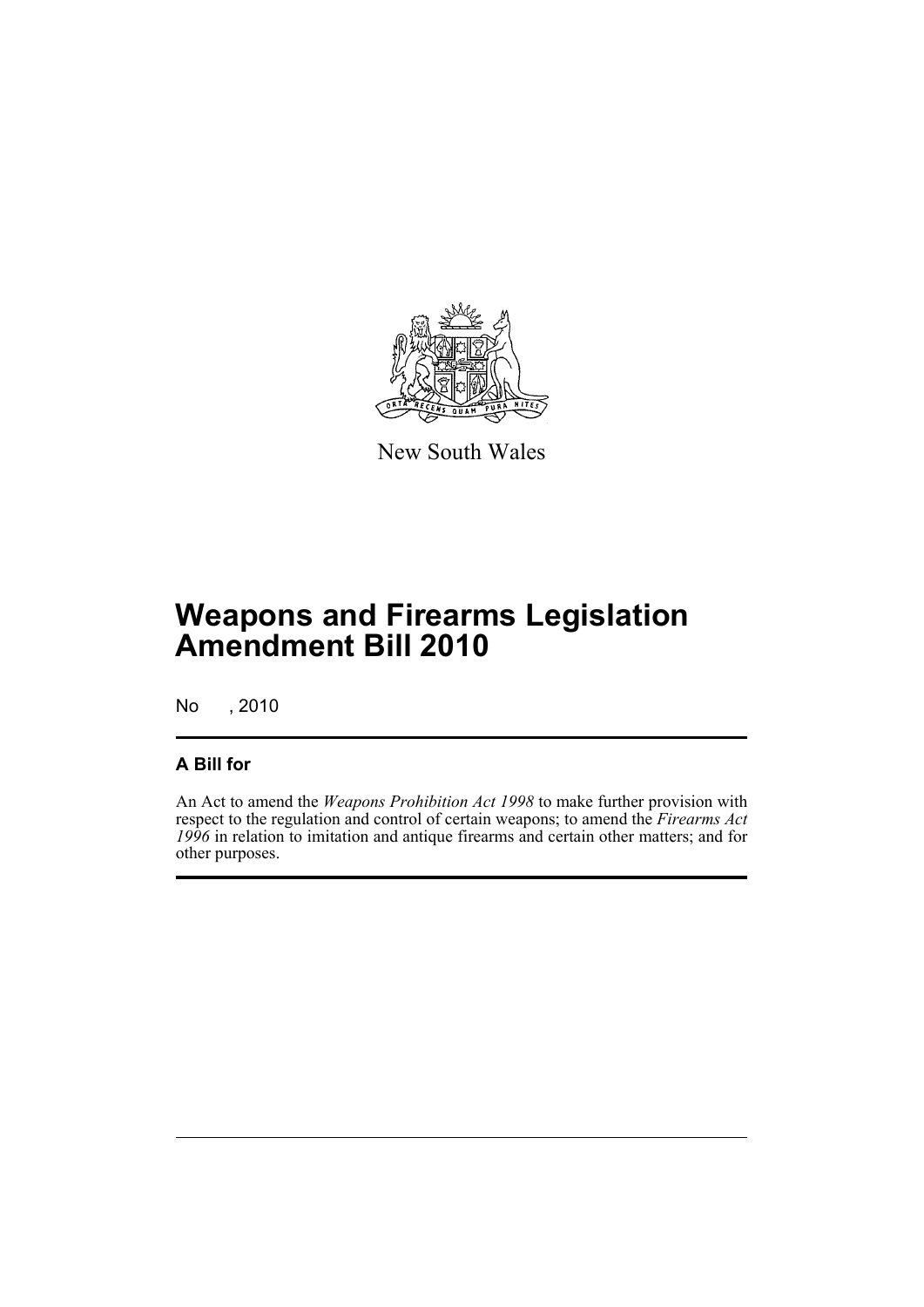New South Wales

# Weapons and Firearms Legislation Amendment Bill 2010

No , 2010

### A Bill for

An Act to amend the *Weapons Prohibition Act 1998* to make further provision with respect to the regulation and control of certain weapons; to amend the *Firearms Act 1996* in relation to imitation and antique firearms and certain other matters; and for other purposes.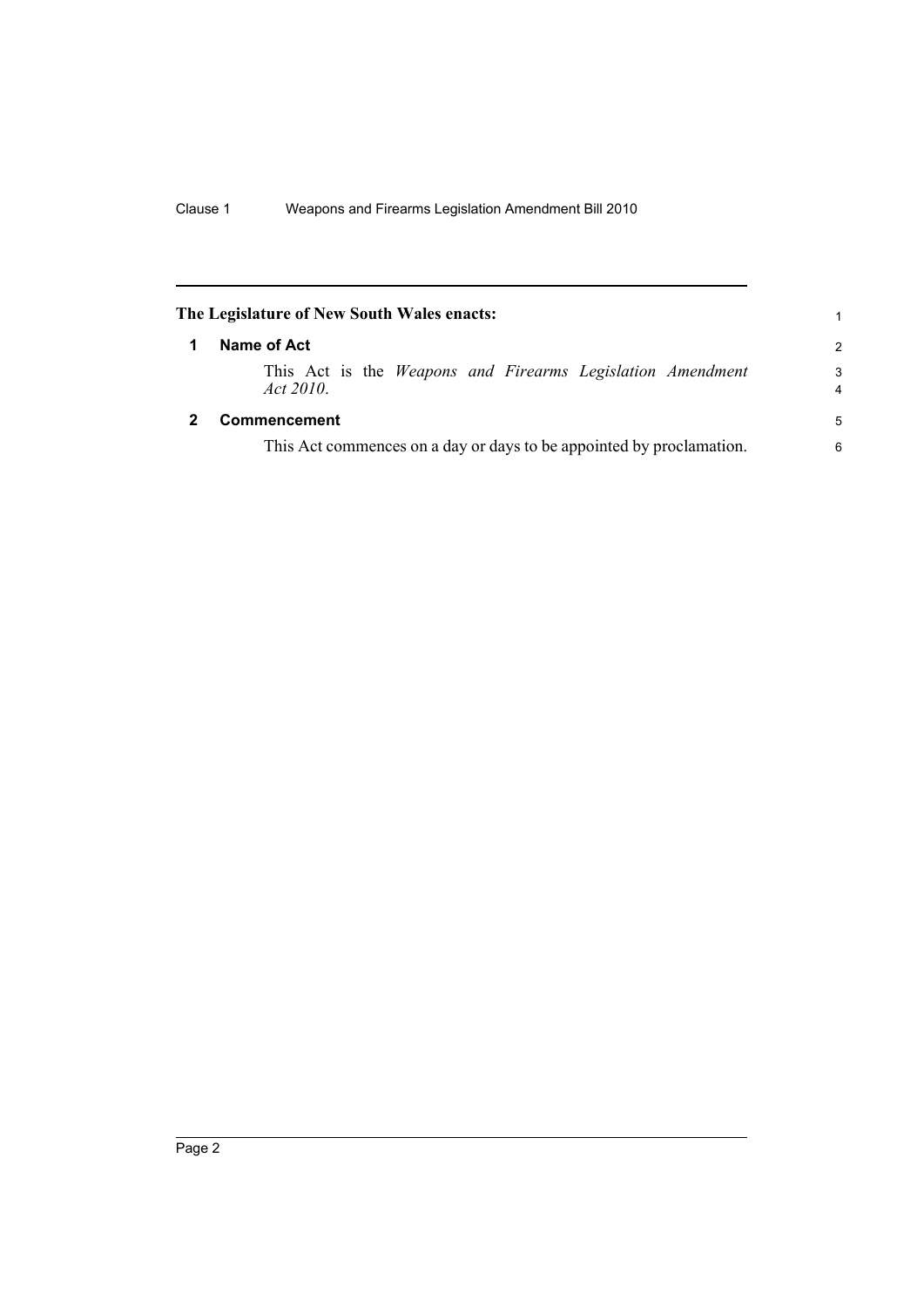**The Legislature of New South Wales enacts:**

## 1 Name of Act

This Act is the *Weapons and Firearms Legislation Amendment Act 2010*.

## 2 Commencement

This Act commences on a day or days to be appointed by proclamation.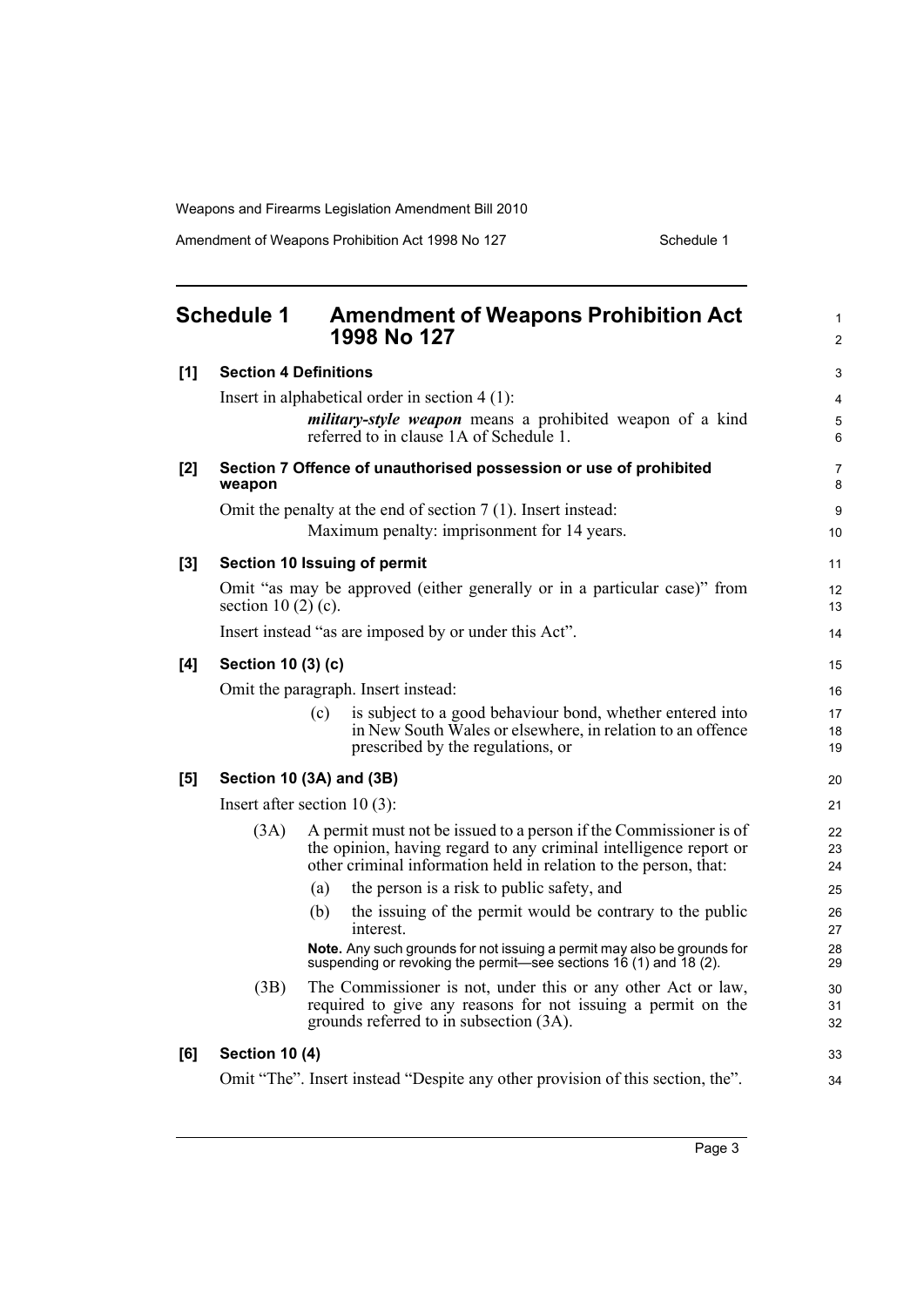# Schedule 1 Amendment of Weapons Prohibition Act 1998 No 127

**[1] Section 4 Definitions**

Insert in alphabetical order in section 4 (1):

> ***military-style weapon*** means a prohibited weapon of a kind referred to in clause 1A of Schedule 1.

**[2] Section 7 Offence of unauthorised possession or use of prohibited weapon**

Omit the penalty at the end of section 7 (1). Insert instead:

> Maximum penalty: imprisonment for 14 years.

**[3] Section 10 Issuing of permit**

Omit "as may be approved (either generally or in a particular case)" from section 10 (2) (c).

Insert instead "as are imposed by or under this Act".

**[4] Section 10 (3) (c)**

Omit the paragraph. Insert instead:

> (c) is subject to a good behaviour bond, whether entered into in New South Wales or elsewhere, in relation to an offence prescribed by the regulations, or

**[5] Section 10 (3A) and (3B)**

Insert after section 10 (3):

> (3A) A permit must not be issued to a person if the Commissioner is of the opinion, having regard to any criminal intelligence report or other criminal information held in relation to the person, that:
>
> (a) the person is a risk to public safety, and
>
> (b) the issuing of the permit would be contrary to the public interest.
>
> **Note.** Any such grounds for not issuing a permit may also be grounds for suspending or revoking the permit—see sections 16 (1) and 18 (2).
>
> (3B) The Commissioner is not, under this or any other Act or law, required to give any reasons for not issuing a permit on the grounds referred to in subsection (3A).

**[6] Section 10 (4)**

Omit "The". Insert instead "Despite any other provision of this section, the".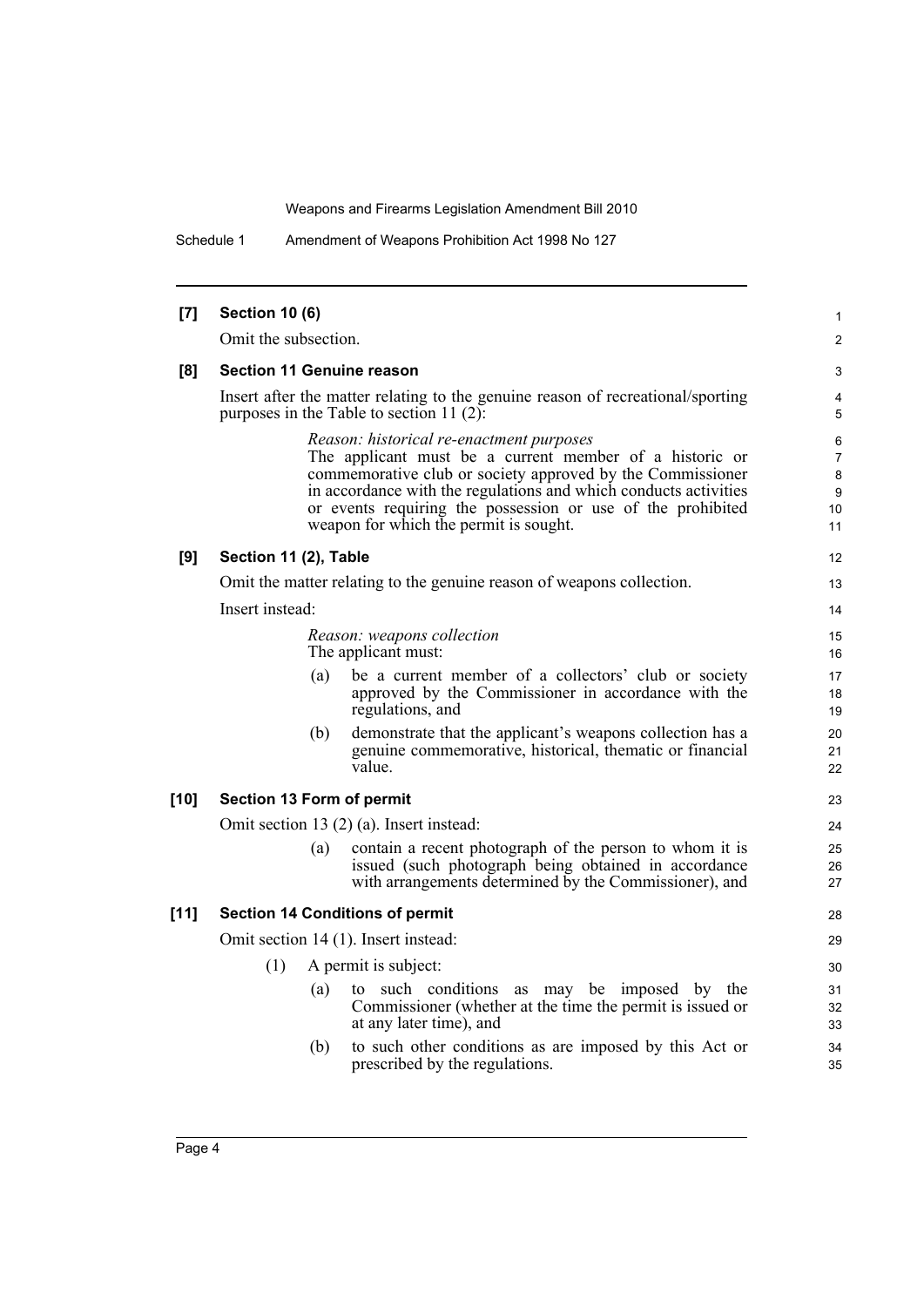**[7] Section 10 (6)**

Omit the subsection.

**[8] Section 11 Genuine reason**

Insert after the matter relating to the genuine reason of recreational/sporting purposes in the Table to section 11 (2):

> *Reason: historical re-enactment purposes*
> The applicant must be a current member of a historic or commemorative club or society approved by the Commissioner in accordance with the regulations and which conducts activities or events requiring the possession or use of the prohibited weapon for which the permit is sought.

**[9] Section 11 (2), Table**

Omit the matter relating to the genuine reason of weapons collection.

Insert instead:

> *Reason: weapons collection*
> The applicant must:
>
> (a) be a current member of a collectors' club or society approved by the Commissioner in accordance with the regulations, and
>
> (b) demonstrate that the applicant's weapons collection has a genuine commemorative, historical, thematic or financial value.

**[10] Section 13 Form of permit**

Omit section 13 (2) (a). Insert instead:

> (a) contain a recent photograph of the person to whom it is issued (such photograph being obtained in accordance with arrangements determined by the Commissioner), and

**[11] Section 14 Conditions of permit**

Omit section 14 (1). Insert instead:

> (1) A permit is subject:
>
> (a) to such conditions as may be imposed by the Commissioner (whether at the time the permit is issued or at any later time), and
>
> (b) to such other conditions as are imposed by this Act or prescribed by the regulations.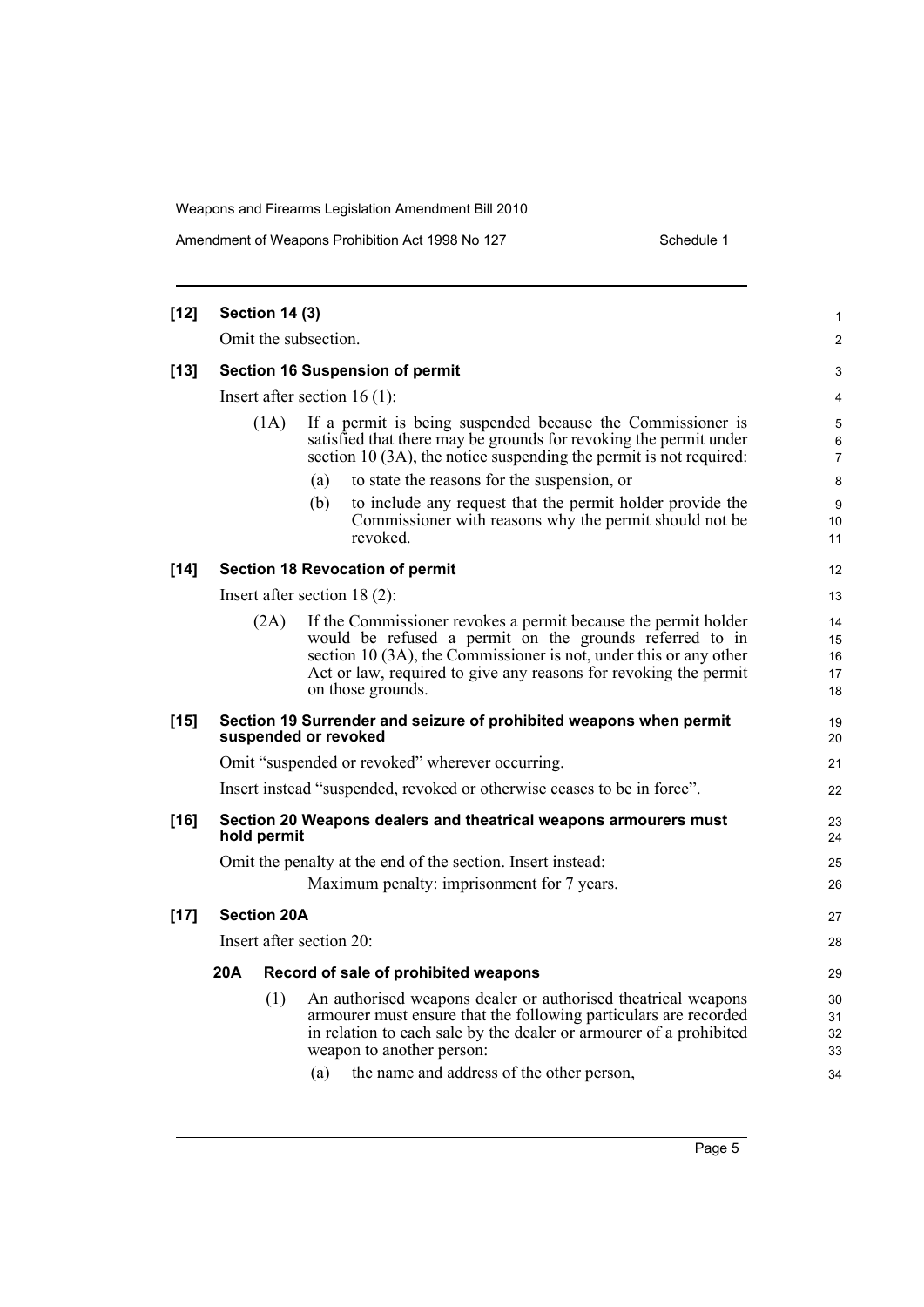**[12] Section 14 (3)**

Omit the subsection.

**[13] Section 16 Suspension of permit**

Insert after section 16 (1):

(1A) If a permit is being suspended because the Commissioner is satisfied that there may be grounds for revoking the permit under section 10 (3A), the notice suspending the permit is not required:

(a) to state the reasons for the suspension, or

(b) to include any request that the permit holder provide the Commissioner with reasons why the permit should not be revoked.

**[14] Section 18 Revocation of permit**

Insert after section 18 (2):

(2A) If the Commissioner revokes a permit because the permit holder would be refused a permit on the grounds referred to in section 10 (3A), the Commissioner is not, under this or any other Act or law, required to give any reasons for revoking the permit on those grounds.

**[15] Section 19 Surrender and seizure of prohibited weapons when permit suspended or revoked**

Omit "suspended or revoked" wherever occurring.

Insert instead "suspended, revoked or otherwise ceases to be in force".

**[16] Section 20 Weapons dealers and theatrical weapons armourers must hold permit**

Omit the penalty at the end of the section. Insert instead:

Maximum penalty: imprisonment for 7 years.

**[17] Section 20A**

Insert after section 20:

**20A Record of sale of prohibited weapons**

(1) An authorised weapons dealer or authorised theatrical weapons armourer must ensure that the following particulars are recorded in relation to each sale by the dealer or armourer of a prohibited weapon to another person:

(a) the name and address of the other person,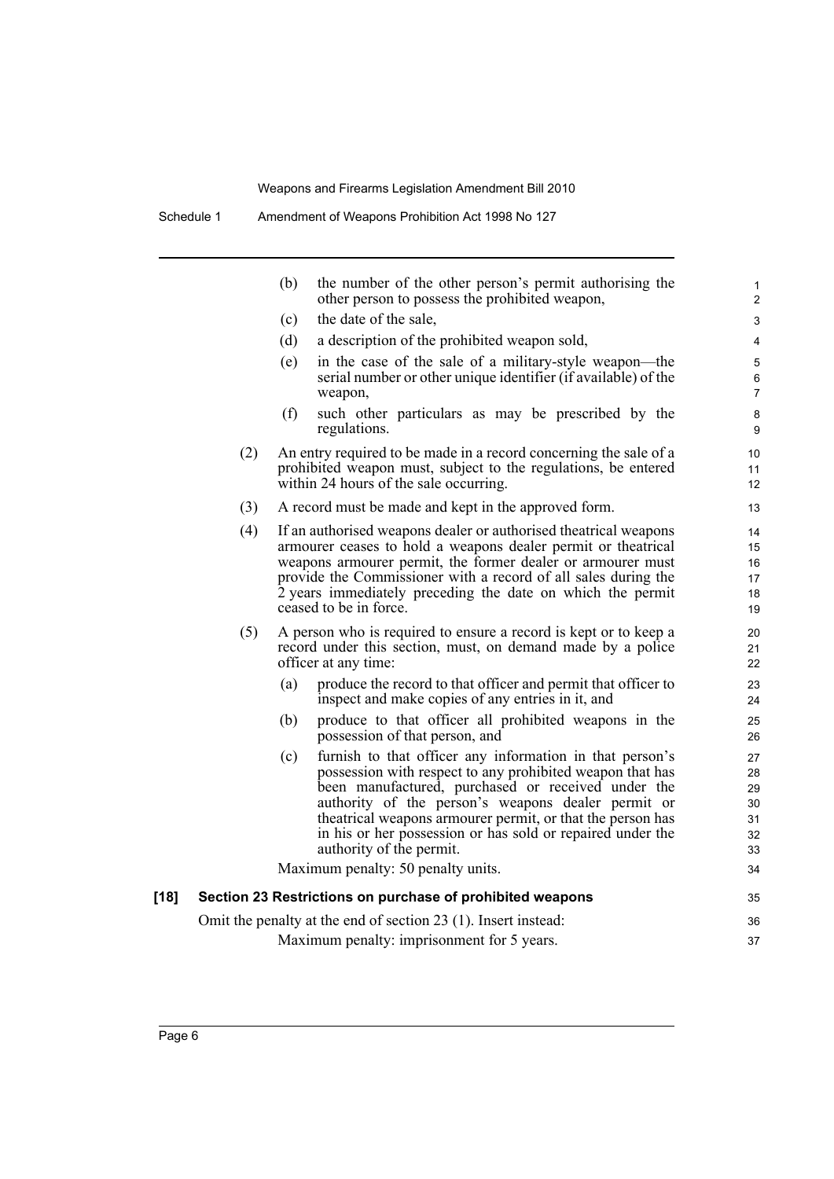(b) the number of the other person's permit authorising the other person to possess the prohibited weapon,

(c) the date of the sale,

(d) a description of the prohibited weapon sold,

(e) in the case of the sale of a military-style weapon—the serial number or other unique identifier (if available) of the weapon,

(f) such other particulars as may be prescribed by the regulations.

(2) An entry required to be made in a record concerning the sale of a prohibited weapon must, subject to the regulations, be entered within 24 hours of the sale occurring.

(3) A record must be made and kept in the approved form.

(4) If an authorised weapons dealer or authorised theatrical weapons armourer ceases to hold a weapons dealer permit or theatrical weapons armourer permit, the former dealer or armourer must provide the Commissioner with a record of all sales during the 2 years immediately preceding the date on which the permit ceased to be in force.

(5) A person who is required to ensure a record is kept or to keep a record under this section, must, on demand made by a police officer at any time:

(a) produce the record to that officer and permit that officer to inspect and make copies of any entries in it, and

(b) produce to that officer all prohibited weapons in the possession of that person, and

(c) furnish to that officer any information in that person's possession with respect to any prohibited weapon that has been manufactured, purchased or received under the authority of the person's weapons dealer permit or theatrical weapons armourer permit, or that the person has in his or her possession or has sold or repaired under the authority of the permit.

Maximum penalty: 50 penalty units.

**[18] Section 23 Restrictions on purchase of prohibited weapons**

Omit the penalty at the end of section 23 (1). Insert instead:

Maximum penalty: imprisonment for 5 years.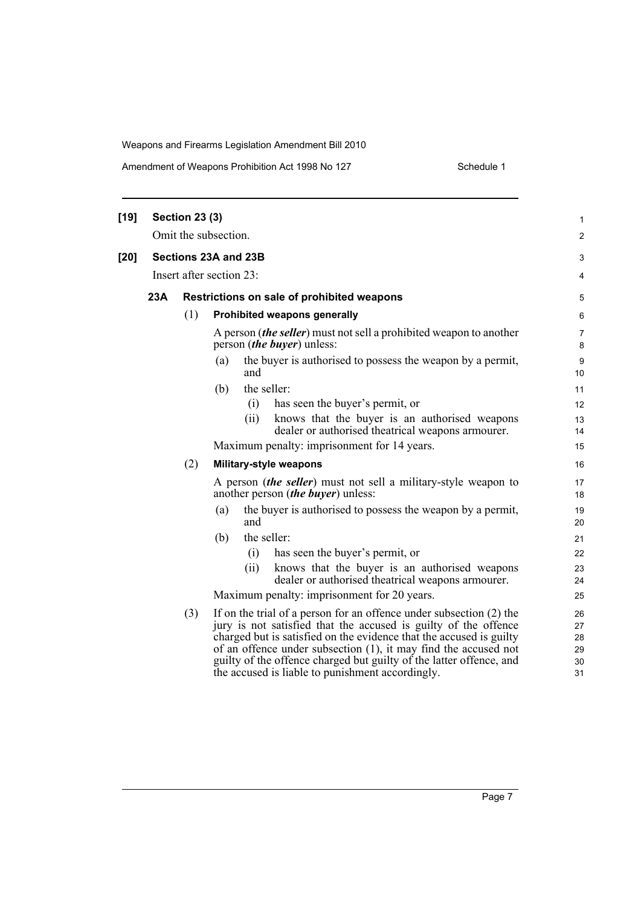**[19] Section 23 (3)**

Omit the subsection.

**[20] Sections 23A and 23B**

Insert after section 23:

**23A Restrictions on sale of prohibited weapons**

(1) **Prohibited weapons generally**

A person (***the seller***) must not sell a prohibited weapon to another person (***the buyer***) unless:

(a) the buyer is authorised to possess the weapon by a permit, and

(b) the seller:

(i) has seen the buyer's permit, or

(ii) knows that the buyer is an authorised weapons dealer or authorised theatrical weapons armourer.

Maximum penalty: imprisonment for 14 years.

(2) **Military-style weapons**

A person (***the seller***) must not sell a military-style weapon to another person (***the buyer***) unless:

(a) the buyer is authorised to possess the weapon by a permit, and

(b) the seller:

(i) has seen the buyer's permit, or

(ii) knows that the buyer is an authorised weapons dealer or authorised theatrical weapons armourer.

Maximum penalty: imprisonment for 20 years.

(3) If on the trial of a person for an offence under subsection (2) the jury is not satisfied that the accused is guilty of the offence charged but is satisfied on the evidence that the accused is guilty of an offence under subsection (1), it may find the accused not guilty of the offence charged but guilty of the latter offence, and the accused is liable to punishment accordingly.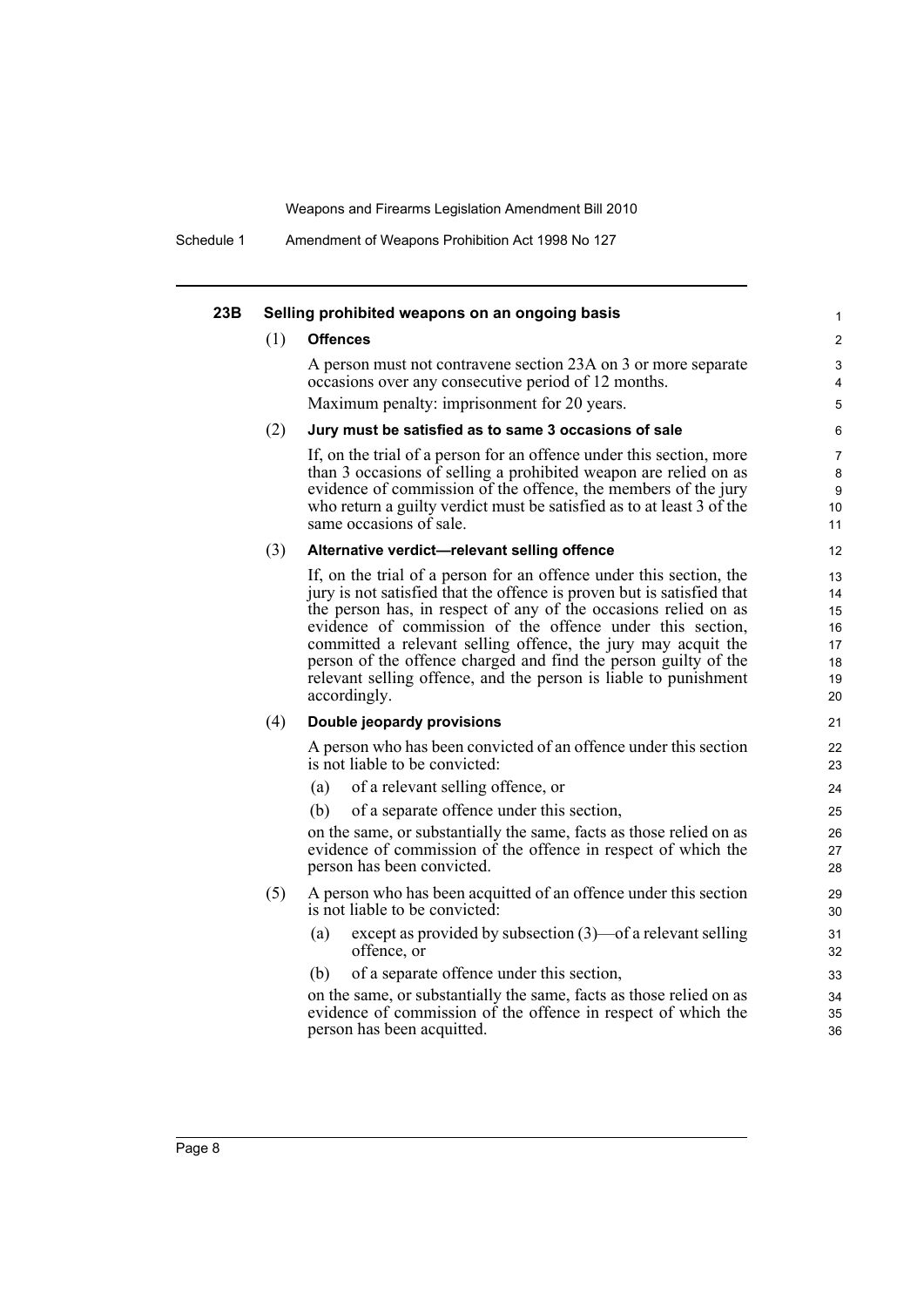### 23B Selling prohibited weapons on an ongoing basis

(1) **Offences**

A person must not contravene section 23A on 3 or more separate occasions over any consecutive period of 12 months.

Maximum penalty: imprisonment for 20 years.

(2) **Jury must be satisfied as to same 3 occasions of sale**

If, on the trial of a person for an offence under this section, more than 3 occasions of selling a prohibited weapon are relied on as evidence of commission of the offence, the members of the jury who return a guilty verdict must be satisfied as to at least 3 of the same occasions of sale.

(3) **Alternative verdict—relevant selling offence**

If, on the trial of a person for an offence under this section, the jury is not satisfied that the offence is proven but is satisfied that the person has, in respect of any of the occasions relied on as evidence of commission of the offence under this section, committed a relevant selling offence, the jury may acquit the person of the offence charged and find the person guilty of the relevant selling offence, and the person is liable to punishment accordingly.

(4) **Double jeopardy provisions**

A person who has been convicted of an offence under this section is not liable to be convicted:

(a) of a relevant selling offence, or

(b) of a separate offence under this section,

on the same, or substantially the same, facts as those relied on as evidence of commission of the offence in respect of which the person has been convicted.

(5) A person who has been acquitted of an offence under this section is not liable to be convicted:

(a) except as provided by subsection (3)—of a relevant selling offence, or

(b) of a separate offence under this section,

on the same, or substantially the same, facts as those relied on as evidence of commission of the offence in respect of which the person has been acquitted.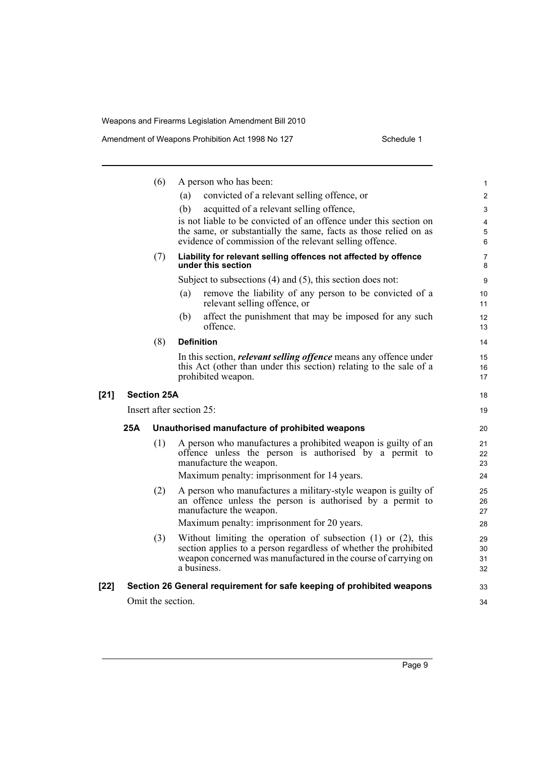(6) A person who has been:

(a) convicted of a relevant selling offence, or

(b) acquitted of a relevant selling offence,

is not liable to be convicted of an offence under this section on the same, or substantially the same, facts as those relied on as evidence of commission of the relevant selling offence.

(7) **Liability for relevant selling offences not affected by offence under this section**

Subject to subsections (4) and (5), this section does not:

(a) remove the liability of any person to be convicted of a relevant selling offence, or

(b) affect the punishment that may be imposed for any such offence.

(8) **Definition**

In this section, ***relevant selling offence*** means any offence under this Act (other than under this section) relating to the sale of a prohibited weapon.

## [21] Section 25A

Insert after section 25:

### 25A Unauthorised manufacture of prohibited weapons

(1) A person who manufactures a prohibited weapon is guilty of an offence unless the person is authorised by a permit to manufacture the weapon.

Maximum penalty: imprisonment for 14 years.

(2) A person who manufactures a military-style weapon is guilty of an offence unless the person is authorised by a permit to manufacture the weapon.

Maximum penalty: imprisonment for 20 years.

(3) Without limiting the operation of subsection (1) or (2), this section applies to a person regardless of whether the prohibited weapon concerned was manufactured in the course of carrying on a business.

## [22] Section 26 General requirement for safe keeping of prohibited weapons

Omit the section.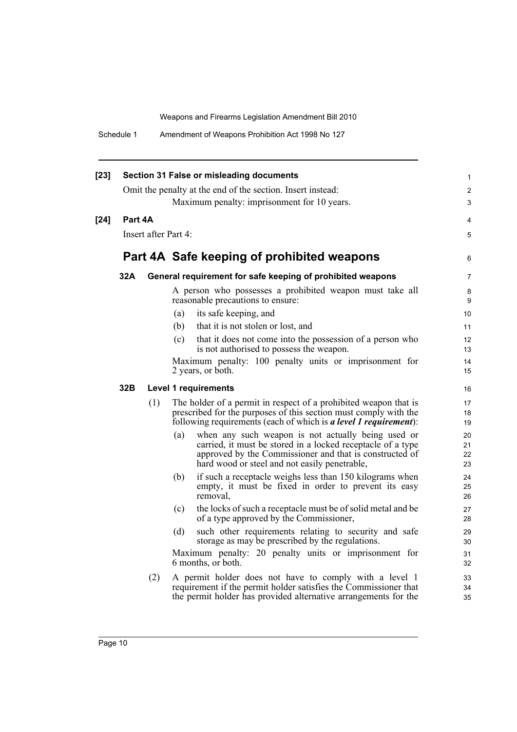**[23] Section 31 False or misleading documents**

Omit the penalty at the end of the section. Insert instead:

Maximum penalty: imprisonment for 10 years.

**[24] Part 4A**

Insert after Part 4:

## Part 4A Safe keeping of prohibited weapons

### 32A General requirement for safe keeping of prohibited weapons

A person who possesses a prohibited weapon must take all reasonable precautions to ensure:

(a) its safe keeping, and

(b) that it is not stolen or lost, and

(c) that it does not come into the possession of a person who is not authorised to possess the weapon.

Maximum penalty: 100 penalty units or imprisonment for 2 years, or both.

### 32B Level 1 requirements

(1) The holder of a permit in respect of a prohibited weapon that is prescribed for the purposes of this section must comply with the following requirements (each of which is ***a level 1 requirement***):

(a) when any such weapon is not actually being used or carried, it must be stored in a locked receptacle of a type approved by the Commissioner and that is constructed of hard wood or steel and not easily penetrable,

(b) if such a receptacle weighs less than 150 kilograms when empty, it must be fixed in order to prevent its easy removal,

(c) the locks of such a receptacle must be of solid metal and be of a type approved by the Commissioner,

(d) such other requirements relating to security and safe storage as may be prescribed by the regulations.

Maximum penalty: 20 penalty units or imprisonment for 6 months, or both.

(2) A permit holder does not have to comply with a level 1 requirement if the permit holder satisfies the Commissioner that the permit holder has provided alternative arrangements for the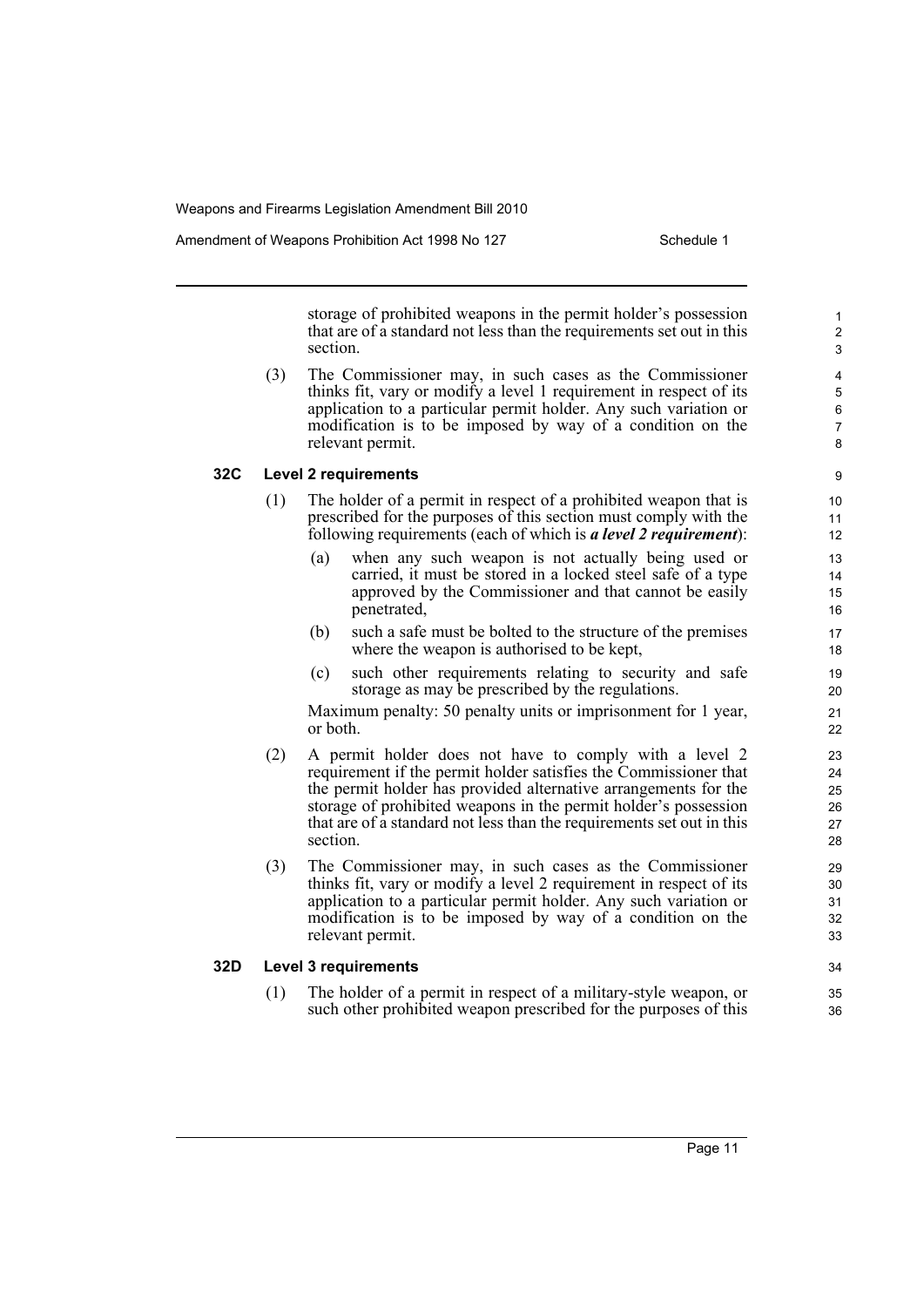storage of prohibited weapons in the permit holder's possession that are of a standard not less than the requirements set out in this section.

(3) The Commissioner may, in such cases as the Commissioner thinks fit, vary or modify a level 1 requirement in respect of its application to a particular permit holder. Any such variation or modification is to be imposed by way of a condition on the relevant permit.

### 32C Level 2 requirements

(1) The holder of a permit in respect of a prohibited weapon that is prescribed for the purposes of this section must comply with the following requirements (each of which is ***a level 2 requirement***):

(a) when any such weapon is not actually being used or carried, it must be stored in a locked steel safe of a type approved by the Commissioner and that cannot be easily penetrated,

(b) such a safe must be bolted to the structure of the premises where the weapon is authorised to be kept,

(c) such other requirements relating to security and safe storage as may be prescribed by the regulations.

Maximum penalty: 50 penalty units or imprisonment for 1 year, or both.

(2) A permit holder does not have to comply with a level 2 requirement if the permit holder satisfies the Commissioner that the permit holder has provided alternative arrangements for the storage of prohibited weapons in the permit holder's possession that are of a standard not less than the requirements set out in this section.

(3) The Commissioner may, in such cases as the Commissioner thinks fit, vary or modify a level 2 requirement in respect of its application to a particular permit holder. Any such variation or modification is to be imposed by way of a condition on the relevant permit.

### 32D Level 3 requirements

(1) The holder of a permit in respect of a military-style weapon, or such other prohibited weapon prescribed for the purposes of this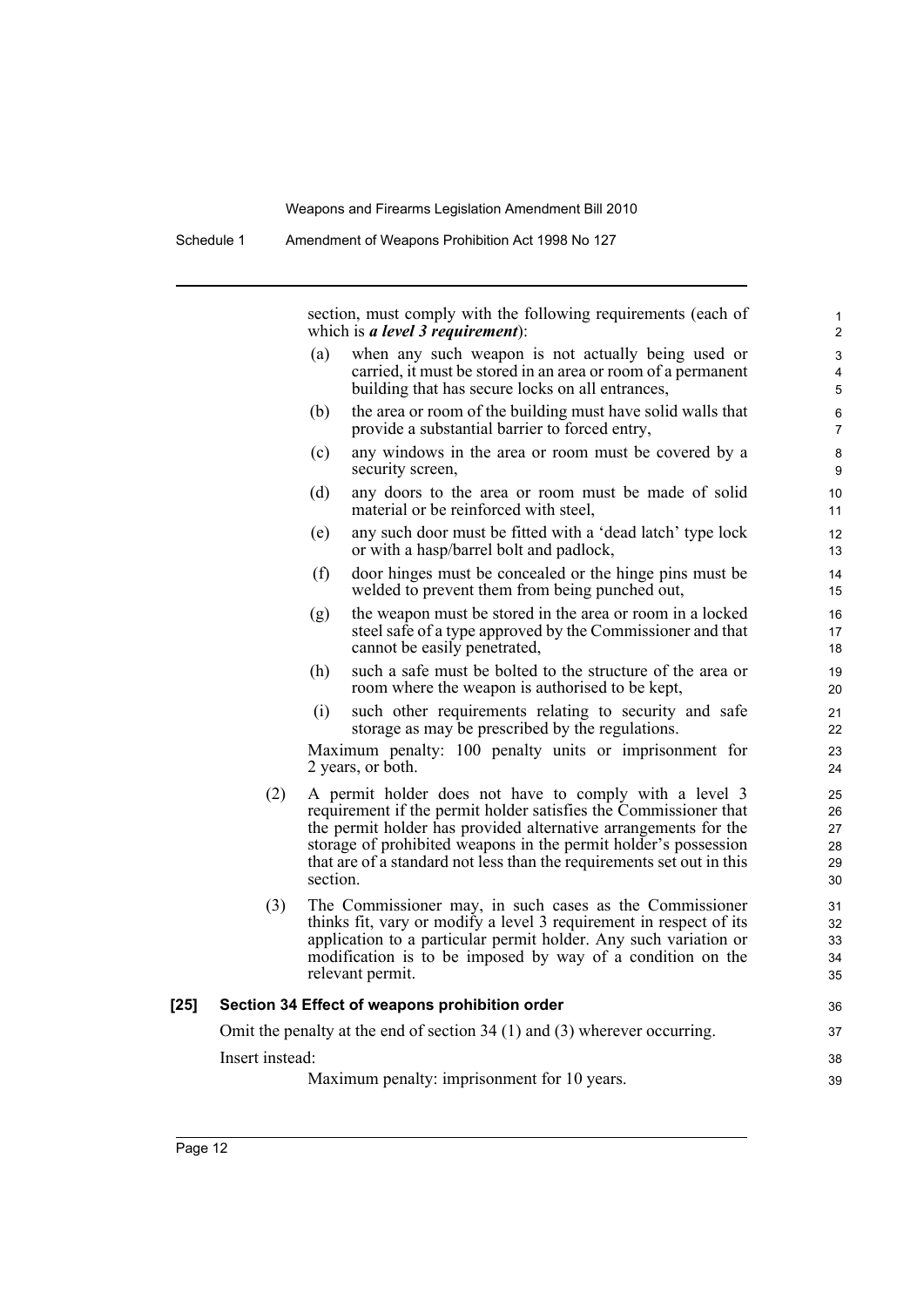section, must comply with the following requirements (each of which is ***a level 3 requirement***):

(a) when any such weapon is not actually being used or carried, it must be stored in an area or room of a permanent building that has secure locks on all entrances,

(b) the area or room of the building must have solid walls that provide a substantial barrier to forced entry,

(c) any windows in the area or room must be covered by a security screen,

(d) any doors to the area or room must be made of solid material or be reinforced with steel,

(e) any such door must be fitted with a 'dead latch' type lock or with a hasp/barrel bolt and padlock,

(f) door hinges must be concealed or the hinge pins must be welded to prevent them from being punched out,

(g) the weapon must be stored in the area or room in a locked steel safe of a type approved by the Commissioner and that cannot be easily penetrated,

(h) such a safe must be bolted to the structure of the area or room where the weapon is authorised to be kept,

(i) such other requirements relating to security and safe storage as may be prescribed by the regulations.

Maximum penalty: 100 penalty units or imprisonment for 2 years, or both.

(2) A permit holder does not have to comply with a level 3 requirement if the permit holder satisfies the Commissioner that the permit holder has provided alternative arrangements for the storage of prohibited weapons in the permit holder's possession that are of a standard not less than the requirements set out in this section.

(3) The Commissioner may, in such cases as the Commissioner thinks fit, vary or modify a level 3 requirement in respect of its application to a particular permit holder. Any such variation or modification is to be imposed by way of a condition on the relevant permit.

### [25] Section 34 Effect of weapons prohibition order

Omit the penalty at the end of section 34 (1) and (3) wherever occurring.

Insert instead:

Maximum penalty: imprisonment for 10 years.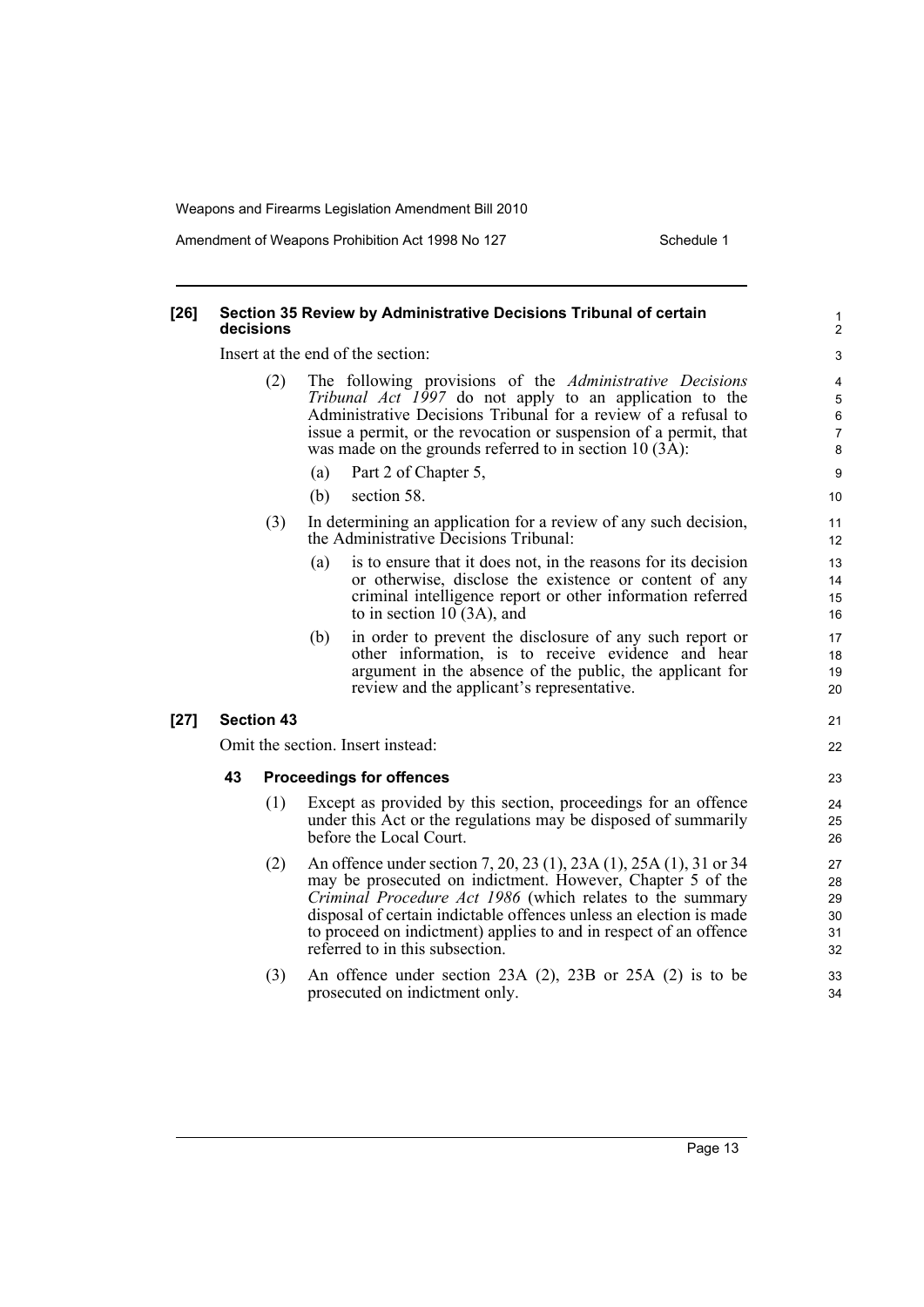**[26] Section 35 Review by Administrative Decisions Tribunal of certain decisions**

Insert at the end of the section:

(2) The following provisions of the *Administrative Decisions Tribunal Act 1997* do not apply to an application to the Administrative Decisions Tribunal for a review of a refusal to issue a permit, or the revocation or suspension of a permit, that was made on the grounds referred to in section 10 (3A):

(a) Part 2 of Chapter 5,

(b) section 58.

(3) In determining an application for a review of any such decision, the Administrative Decisions Tribunal:

(a) is to ensure that it does not, in the reasons for its decision or otherwise, disclose the existence or content of any criminal intelligence report or other information referred to in section 10 (3A), and

(b) in order to prevent the disclosure of any such report or other information, is to receive evidence and hear argument in the absence of the public, the applicant for review and the applicant's representative.

**[27] Section 43**

Omit the section. Insert instead:

**43 Proceedings for offences**

(1) Except as provided by this section, proceedings for an offence under this Act or the regulations may be disposed of summarily before the Local Court.

(2) An offence under section 7, 20, 23 (1), 23A (1), 25A (1), 31 or 34 may be prosecuted on indictment. However, Chapter 5 of the *Criminal Procedure Act 1986* (which relates to the summary disposal of certain indictable offences unless an election is made to proceed on indictment) applies to and in respect of an offence referred to in this subsection.

(3) An offence under section 23A (2), 23B or 25A (2) is to be prosecuted on indictment only.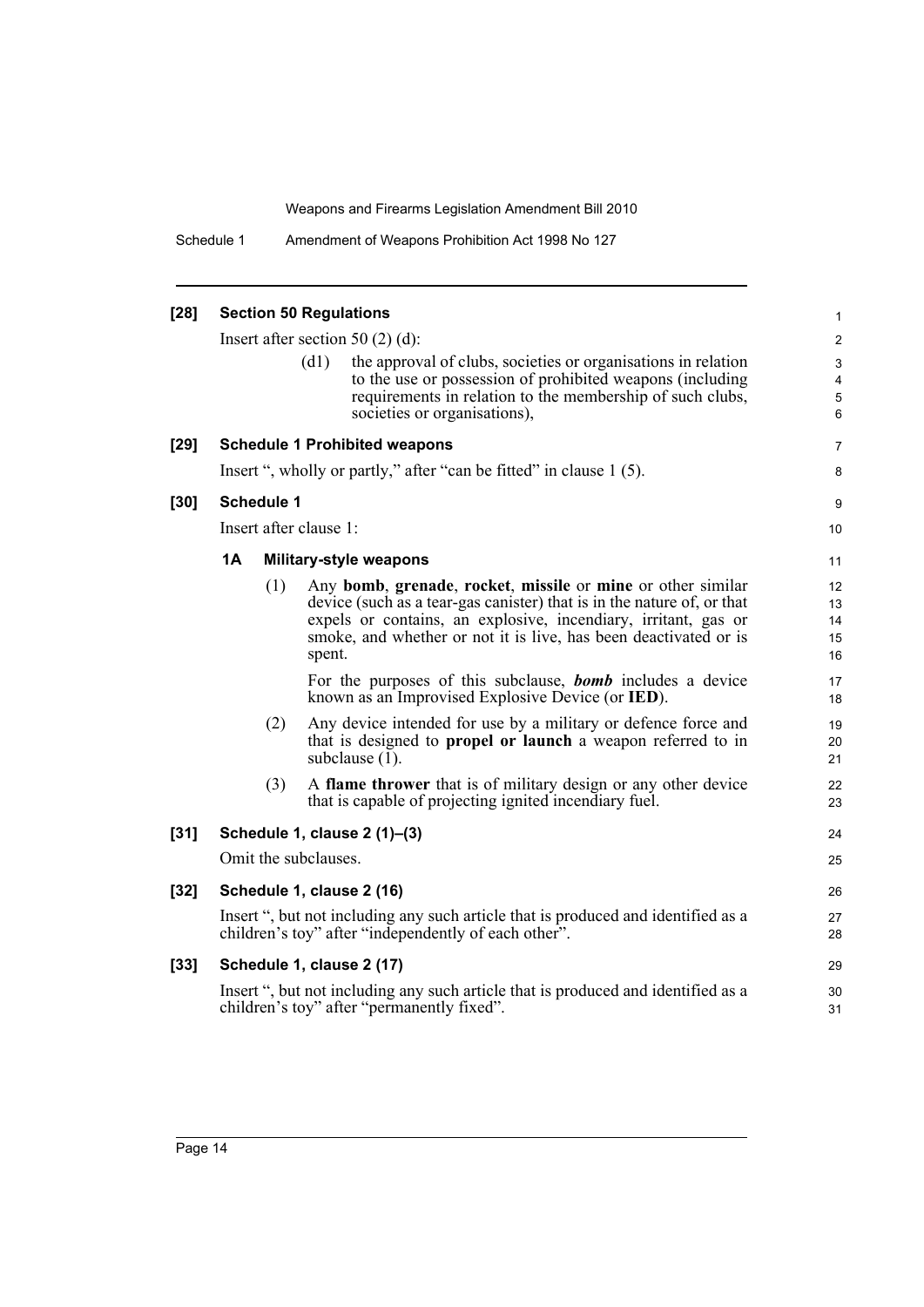**[28] Section 50 Regulations**

Insert after section 50 (2) (d):

> (d1) the approval of clubs, societies or organisations in relation to the use or possession of prohibited weapons (including requirements in relation to the membership of such clubs, societies or organisations),

**[29] Schedule 1 Prohibited weapons**

Insert ", wholly or partly," after "can be fitted" in clause 1 (5).

**[30] Schedule 1**

Insert after clause 1:

**1A Military-style weapons**

(1) Any **bomb**, **grenade**, **rocket**, **missile** or **mine** or other similar device (such as a tear-gas canister) that is in the nature of, or that expels or contains, an explosive, incendiary, irritant, gas or smoke, and whether or not it is live, has been deactivated or is spent.

For the purposes of this subclause, ***bomb*** includes a device known as an Improvised Explosive Device (or **IED**).

(2) Any device intended for use by a military or defence force and that is designed to **propel or launch** a weapon referred to in subclause (1).

(3) A **flame thrower** that is of military design or any other device that is capable of projecting ignited incendiary fuel.

**[31] Schedule 1, clause 2 (1)–(3)**

Omit the subclauses.

**[32] Schedule 1, clause 2 (16)**

Insert ", but not including any such article that is produced and identified as a children's toy" after "independently of each other".

**[33] Schedule 1, clause 2 (17)**

Insert ", but not including any such article that is produced and identified as a children's toy" after "permanently fixed".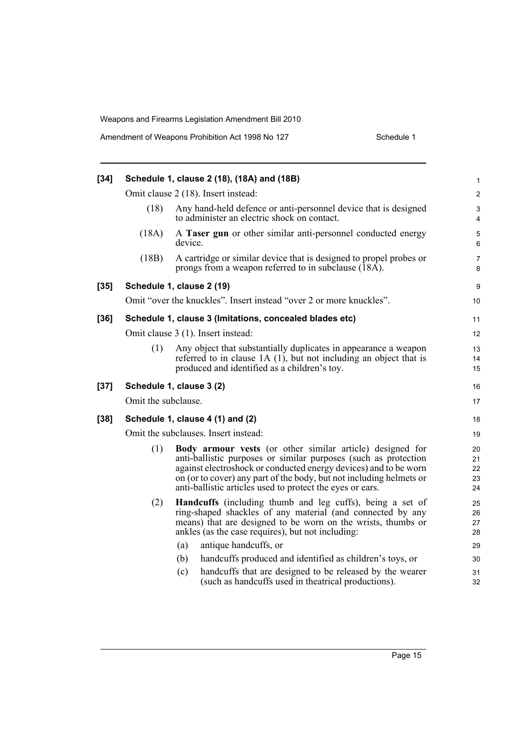**[34] Schedule 1, clause 2 (18), (18A) and (18B)**

Omit clause 2 (18). Insert instead:

(18) Any hand-held defence or anti-personnel device that is designed to administer an electric shock on contact.

(18A) A **Taser gun** or other similar anti-personnel conducted energy device.

(18B) A cartridge or similar device that is designed to propel probes or prongs from a weapon referred to in subclause (18A).

**[35] Schedule 1, clause 2 (19)**

Omit "over the knuckles". Insert instead "over 2 or more knuckles".

**[36] Schedule 1, clause 3 (Imitations, concealed blades etc)**

Omit clause 3 (1). Insert instead:

(1) Any object that substantially duplicates in appearance a weapon referred to in clause 1A (1), but not including an object that is produced and identified as a children's toy.

**[37] Schedule 1, clause 3 (2)**

Omit the subclause.

**[38] Schedule 1, clause 4 (1) and (2)**

Omit the subclauses. Insert instead:

(1) **Body armour vests** (or other similar article) designed for anti-ballistic purposes or similar purposes (such as protection against electroshock or conducted energy devices) and to be worn on (or to cover) any part of the body, but not including helmets or anti-ballistic articles used to protect the eyes or ears.

(2) **Handcuffs** (including thumb and leg cuffs), being a set of ring-shaped shackles of any material (and connected by any means) that are designed to be worn on the wrists, thumbs or ankles (as the case requires), but not including:

- (a) antique handcuffs, or
- (b) handcuffs produced and identified as children's toys, or
- (c) handcuffs that are designed to be released by the wearer (such as handcuffs used in theatrical productions).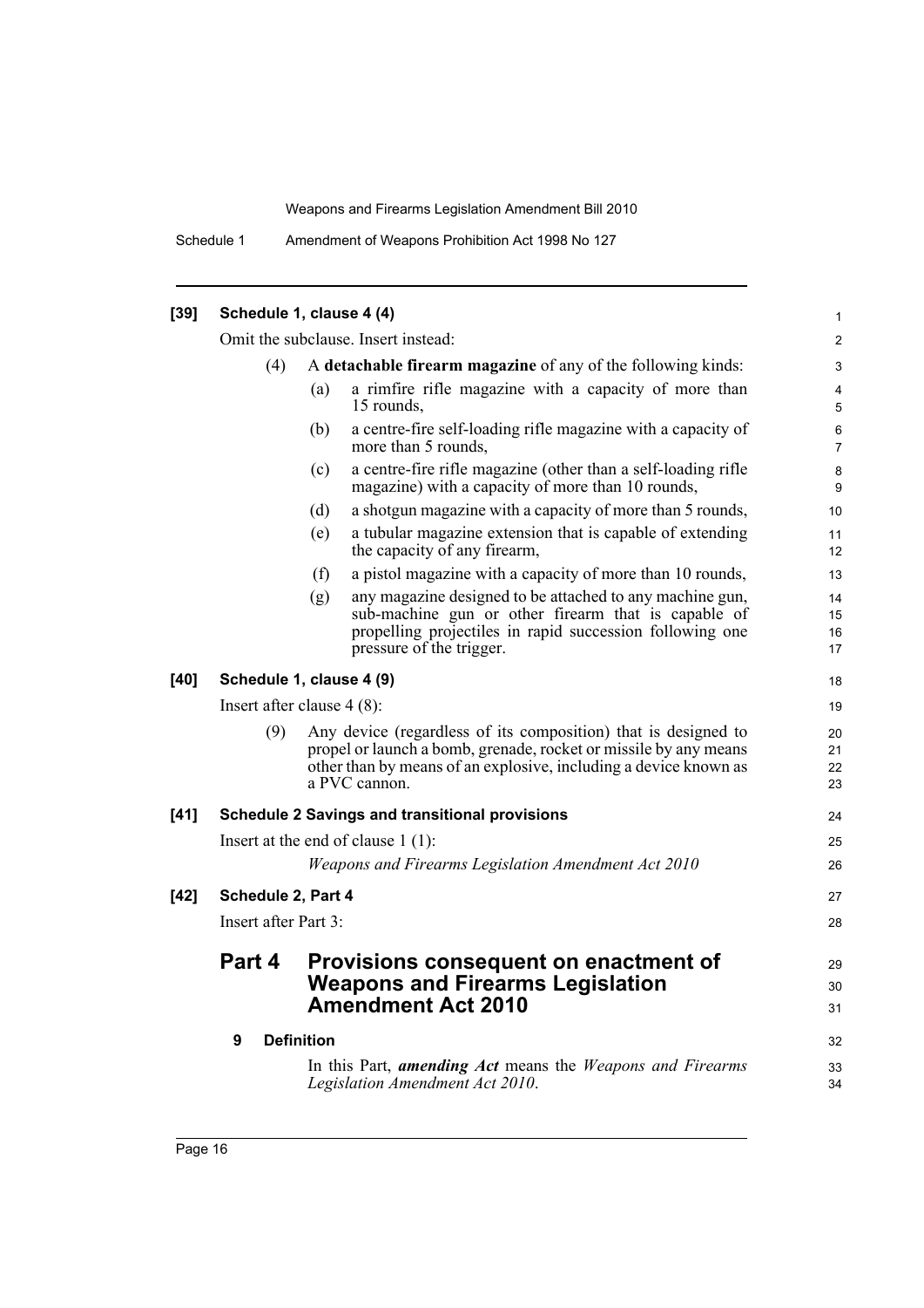**[39] Schedule 1, clause 4 (4)**

Omit the subclause. Insert instead:

(4) A **detachable firearm magazine** of any of the following kinds:

- (a) a rimfire rifle magazine with a capacity of more than 15 rounds,
- (b) a centre-fire self-loading rifle magazine with a capacity of more than 5 rounds,
- (c) a centre-fire rifle magazine (other than a self-loading rifle magazine) with a capacity of more than 10 rounds,
- (d) a shotgun magazine with a capacity of more than 5 rounds,
- (e) a tubular magazine extension that is capable of extending the capacity of any firearm,
- (f) a pistol magazine with a capacity of more than 10 rounds,
- (g) any magazine designed to be attached to any machine gun, sub-machine gun or other firearm that is capable of propelling projectiles in rapid succession following one pressure of the trigger.

**[40] Schedule 1, clause 4 (9)**

Insert after clause 4 (8):

(9) Any device (regardless of its composition) that is designed to propel or launch a bomb, grenade, rocket or missile by any means other than by means of an explosive, including a device known as a PVC cannon.

**[41] Schedule 2 Savings and transitional provisions**

Insert at the end of clause 1 (1):

*Weapons and Firearms Legislation Amendment Act 2010*

**[42] Schedule 2, Part 4**

Insert after Part 3:

## Part 4 Provisions consequent on enactment of Weapons and Firearms Legislation Amendment Act 2010

### 9 Definition

In this Part, ***amending Act*** means the *Weapons and Firearms Legislation Amendment Act 2010*.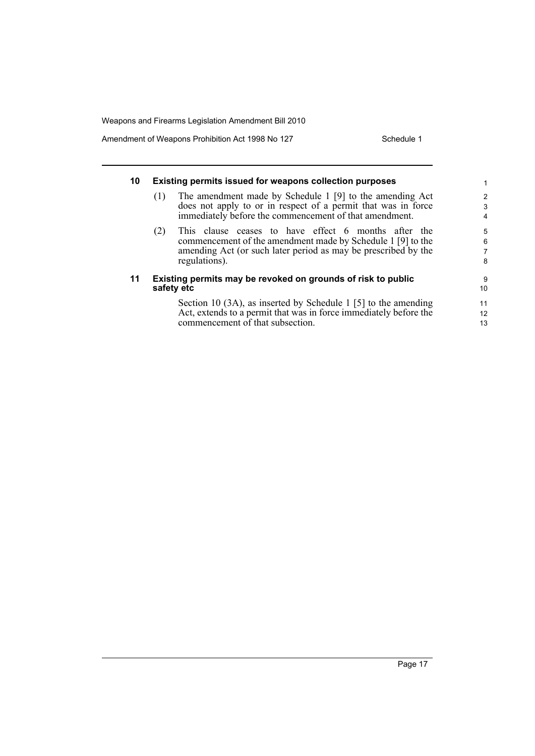### 10 Existing permits issued for weapons collection purposes

(1) The amendment made by Schedule 1 [9] to the amending Act does not apply to or in respect of a permit that was in force immediately before the commencement of that amendment.

(2) This clause ceases to have effect 6 months after the commencement of the amendment made by Schedule 1 [9] to the amending Act (or such later period as may be prescribed by the regulations).

### 11 Existing permits may be revoked on grounds of risk to public safety etc

Section 10 (3A), as inserted by Schedule 1 [5] to the amending Act, extends to a permit that was in force immediately before the commencement of that subsection.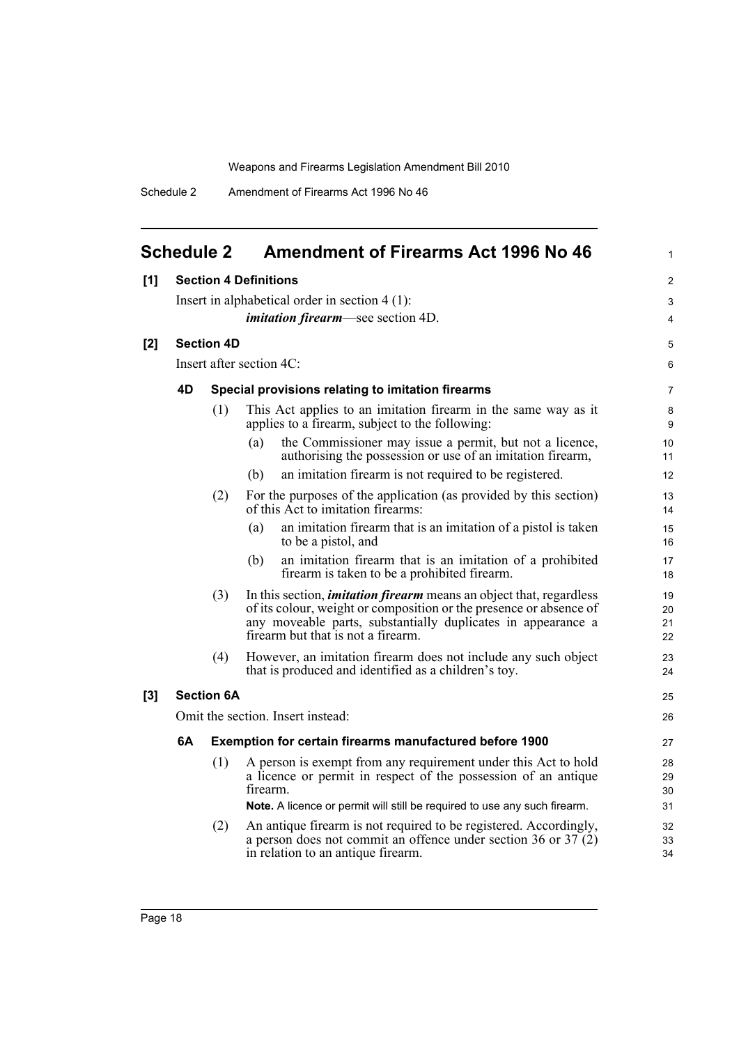## Schedule 2 Amendment of Firearms Act 1996 No 46

**[1] Section 4 Definitions**

Insert in alphabetical order in section 4 (1):

***imitation firearm***—see section 4D.

**[2] Section 4D**

Insert after section 4C:

**4D Special provisions relating to imitation firearms**

(1) This Act applies to an imitation firearm in the same way as it applies to a firearm, subject to the following:

(a) the Commissioner may issue a permit, but not a licence, authorising the possession or use of an imitation firearm,

(b) an imitation firearm is not required to be registered.

(2) For the purposes of the application (as provided by this section) of this Act to imitation firearms:

(a) an imitation firearm that is an imitation of a pistol is taken to be a pistol, and

(b) an imitation firearm that is an imitation of a prohibited firearm is taken to be a prohibited firearm.

(3) In this section, ***imitation firearm*** means an object that, regardless of its colour, weight or composition or the presence or absence of any moveable parts, substantially duplicates in appearance a firearm but that is not a firearm.

(4) However, an imitation firearm does not include any such object that is produced and identified as a children's toy.

**[3] Section 6A**

Omit the section. Insert instead:

**6A Exemption for certain firearms manufactured before 1900**

(1) A person is exempt from any requirement under this Act to hold a licence or permit in respect of the possession of an antique firearm.

**Note.** A licence or permit will still be required to use any such firearm.

(2) An antique firearm is not required to be registered. Accordingly, a person does not commit an offence under section 36 or 37 (2) in relation to an antique firearm.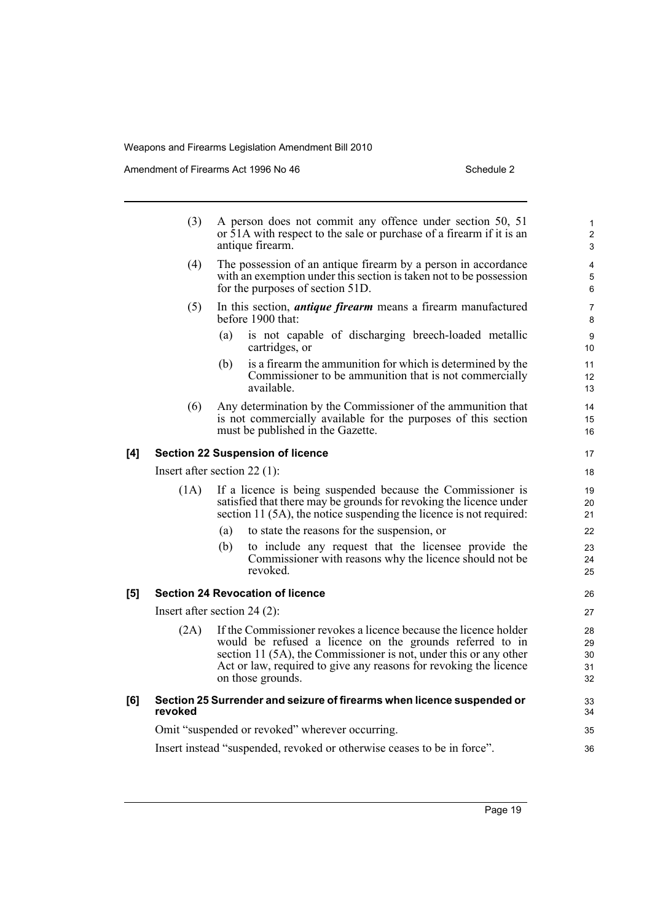(3) A person does not commit any offence under section 50, 51 or 51A with respect to the sale or purchase of a firearm if it is an antique firearm.

(4) The possession of an antique firearm by a person in accordance with an exemption under this section is taken not to be possession for the purposes of section 51D.

(5) In this section, ***antique firearm*** means a firearm manufactured before 1900 that:

(a) is not capable of discharging breech-loaded metallic cartridges, or

(b) is a firearm the ammunition for which is determined by the Commissioner to be ammunition that is not commercially available.

(6) Any determination by the Commissioner of the ammunition that is not commercially available for the purposes of this section must be published in the Gazette.

### [4] Section 22 Suspension of licence

Insert after section 22 (1):

(1A) If a licence is being suspended because the Commissioner is satisfied that there may be grounds for revoking the licence under section 11 (5A), the notice suspending the licence is not required:

(a) to state the reasons for the suspension, or

(b) to include any request that the licensee provide the Commissioner with reasons why the licence should not be revoked.

### [5] Section 24 Revocation of licence

Insert after section 24 (2):

(2A) If the Commissioner revokes a licence because the licence holder would be refused a licence on the grounds referred to in section 11 (5A), the Commissioner is not, under this or any other Act or law, required to give any reasons for revoking the licence on those grounds.

### [6] Section 25 Surrender and seizure of firearms when licence suspended or revoked

Omit "suspended or revoked" wherever occurring.

Insert instead "suspended, revoked or otherwise ceases to be in force".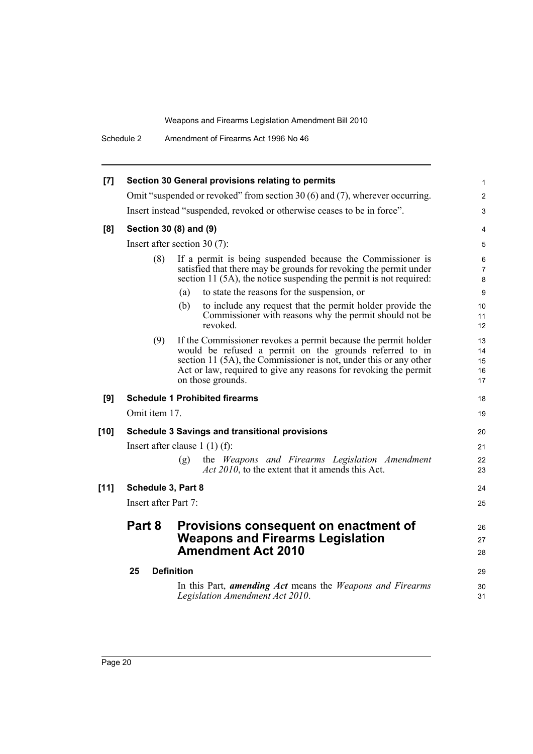**[7] Section 30 General provisions relating to permits**

Omit "suspended or revoked" from section 30 (6) and (7), wherever occurring.

Insert instead "suspended, revoked or otherwise ceases to be in force".

**[8] Section 30 (8) and (9)**

Insert after section 30 (7):

(8) If a permit is being suspended because the Commissioner is satisfied that there may be grounds for revoking the permit under section 11 (5A), the notice suspending the permit is not required:

(a) to state the reasons for the suspension, or

(b) to include any request that the permit holder provide the Commissioner with reasons why the permit should not be revoked.

(9) If the Commissioner revokes a permit because the permit holder would be refused a permit on the grounds referred to in section 11 (5A), the Commissioner is not, under this or any other Act or law, required to give any reasons for revoking the permit on those grounds.

**[9] Schedule 1 Prohibited firearms**

Omit item 17.

**[10] Schedule 3 Savings and transitional provisions**

Insert after clause 1 (1) (f):

(g) the *Weapons and Firearms Legislation Amendment Act 2010*, to the extent that it amends this Act.

**[11] Schedule 3, Part 8**

Insert after Part 7:

## Part 8 Provisions consequent on enactment of Weapons and Firearms Legislation Amendment Act 2010

### 25 Definition

In this Part, ***amending Act*** means the *Weapons and Firearms Legislation Amendment Act 2010*.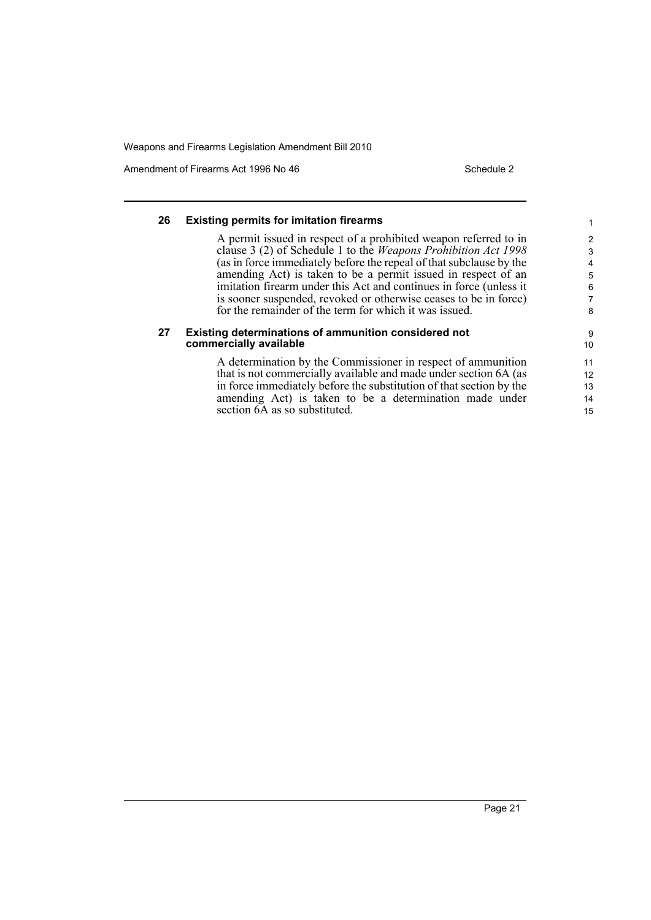### 26 Existing permits for imitation firearms

A permit issued in respect of a prohibited weapon referred to in clause 3 (2) of Schedule 1 to the *Weapons Prohibition Act 1998* (as in force immediately before the repeal of that subclause by the amending Act) is taken to be a permit issued in respect of an imitation firearm under this Act and continues in force (unless it is sooner suspended, revoked or otherwise ceases to be in force) for the remainder of the term for which it was issued.

### 27 Existing determinations of ammunition considered not commercially available

A determination by the Commissioner in respect of ammunition that is not commercially available and made under section 6A (as in force immediately before the substitution of that section by the amending Act) is taken to be a determination made under section 6A as so substituted.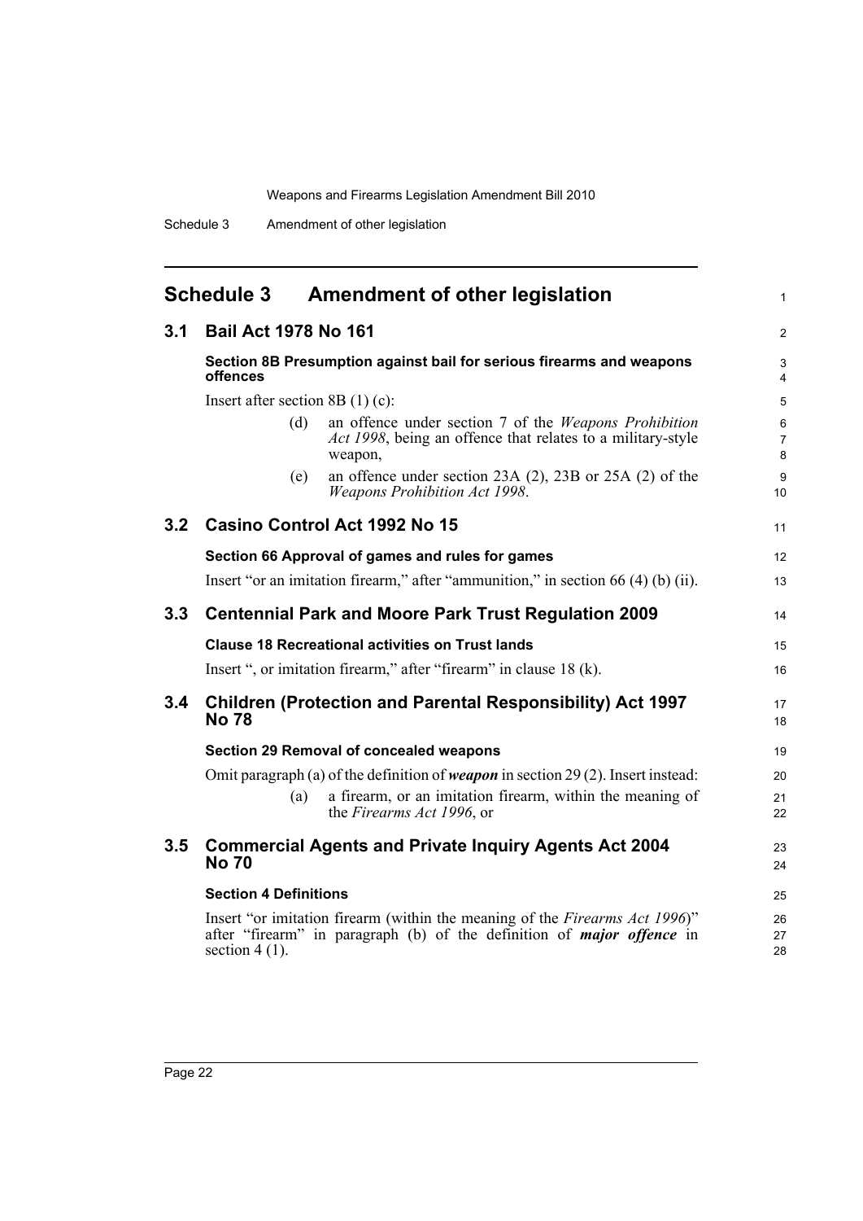## Schedule 3 Amendment of other legislation

### 3.1 Bail Act 1978 No 161

**Section 8B Presumption against bail for serious firearms and weapons offences**

Insert after section 8B (1) (c):

> (d) an offence under section 7 of the *Weapons Prohibition Act 1998*, being an offence that relates to a military-style weapon,
>
> (e) an offence under section 23A (2), 23B or 25A (2) of the *Weapons Prohibition Act 1998*.

### 3.2 Casino Control Act 1992 No 15

**Section 66 Approval of games and rules for games**

Insert "or an imitation firearm," after "ammunition," in section 66 (4) (b) (ii).

### 3.3 Centennial Park and Moore Park Trust Regulation 2009

**Clause 18 Recreational activities on Trust lands**

Insert ", or imitation firearm," after "firearm" in clause 18 (k).

### 3.4 Children (Protection and Parental Responsibility) Act 1997 No 78

**Section 29 Removal of concealed weapons**

Omit paragraph (a) of the definition of ***weapon*** in section 29 (2). Insert instead:

> (a) a firearm, or an imitation firearm, within the meaning of the *Firearms Act 1996*, or

### 3.5 Commercial Agents and Private Inquiry Agents Act 2004 No 70

**Section 4 Definitions**

Insert "or imitation firearm (within the meaning of the *Firearms Act 1996*)" after "firearm" in paragraph (b) of the definition of ***major offence*** in section 4 (1).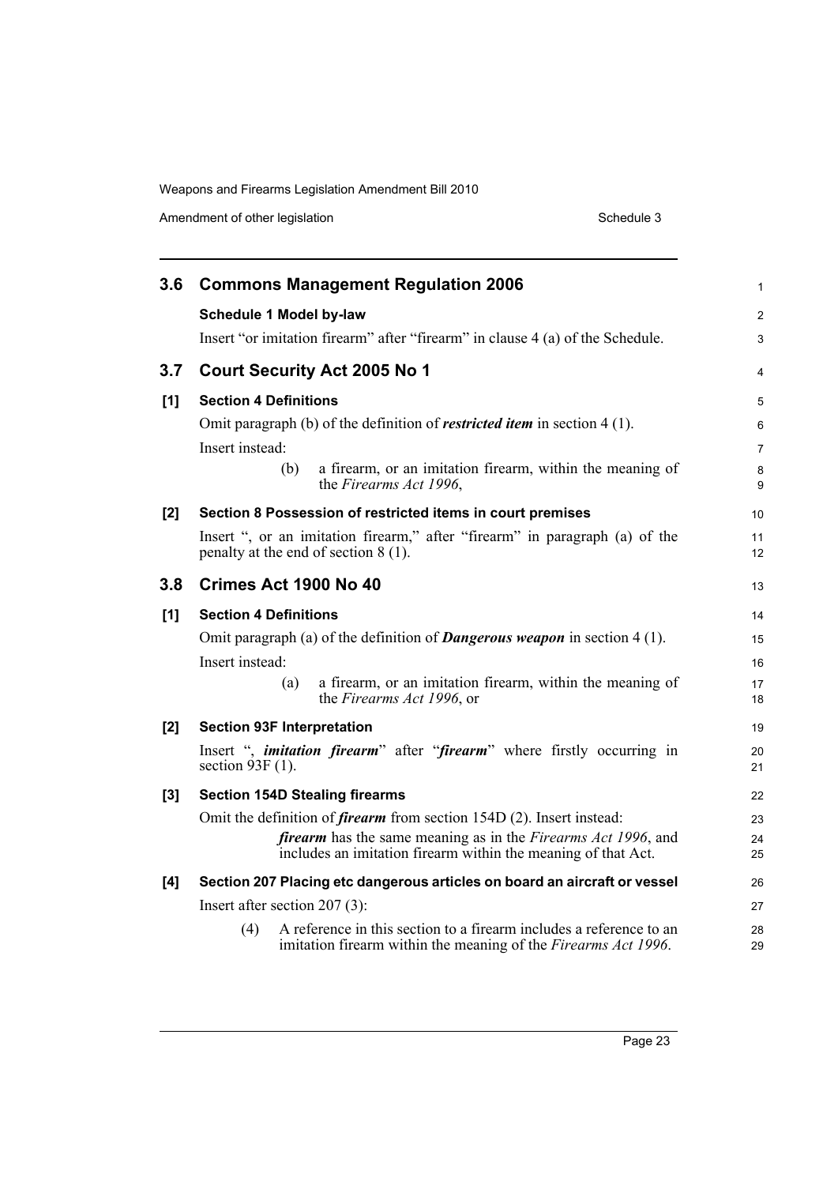## 3.6 Commons Management Regulation 2006

**Schedule 1 Model by-law**

Insert "or imitation firearm" after "firearm" in clause 4 (a) of the Schedule.

## 3.7 Court Security Act 2005 No 1

**[1] Section 4 Definitions**

Omit paragraph (b) of the definition of ***restricted item*** in section 4 (1).

Insert instead:

> (b) a firearm, or an imitation firearm, within the meaning of the *Firearms Act 1996*,

**[2] Section 8 Possession of restricted items in court premises**

Insert ", or an imitation firearm," after "firearm" in paragraph (a) of the penalty at the end of section 8 (1).

## 3.8 Crimes Act 1900 No 40

**[1] Section 4 Definitions**

Omit paragraph (a) of the definition of ***Dangerous weapon*** in section 4 (1).

Insert instead:

> (a) a firearm, or an imitation firearm, within the meaning of the *Firearms Act 1996*, or

**[2] Section 93F Interpretation**

Insert ", ***imitation firearm***" after "***firearm***" where firstly occurring in section 93F (1).

**[3] Section 154D Stealing firearms**

Omit the definition of ***firearm*** from section 154D (2). Insert instead:

> ***firearm*** has the same meaning as in the *Firearms Act 1996*, and includes an imitation firearm within the meaning of that Act.

**[4] Section 207 Placing etc dangerous articles on board an aircraft or vessel**

Insert after section 207 (3):

> (4) A reference in this section to a firearm includes a reference to an imitation firearm within the meaning of the *Firearms Act 1996*.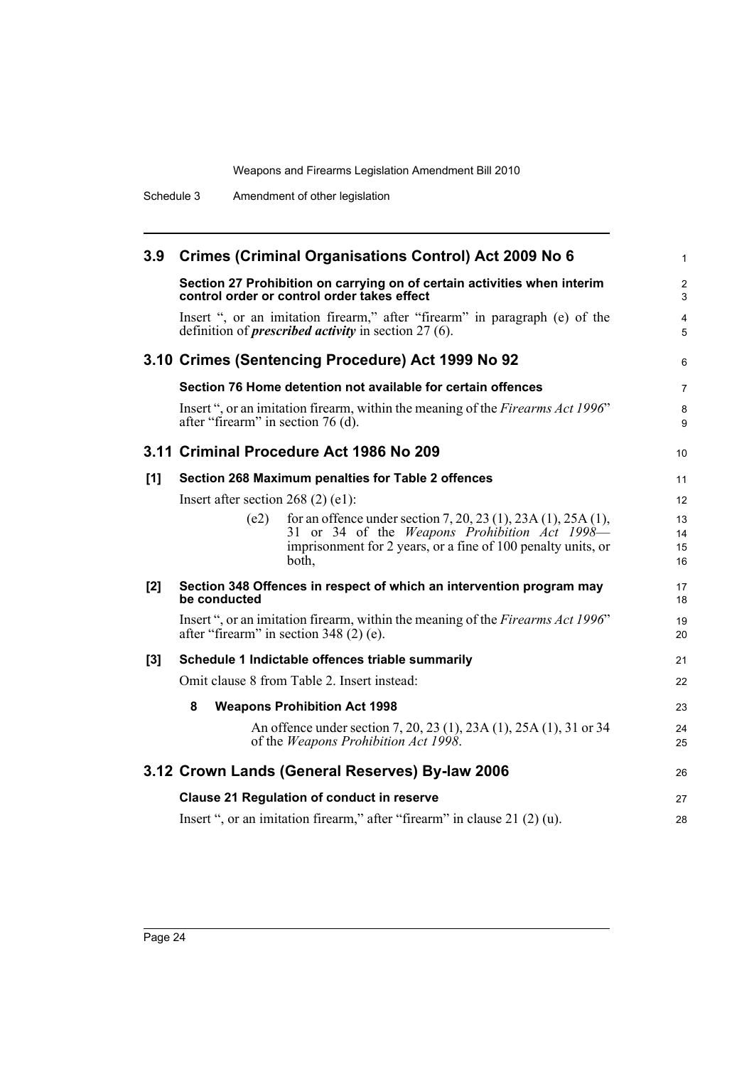## 3.9 Crimes (Criminal Organisations Control) Act 2009 No 6

**Section 27 Prohibition on carrying on of certain activities when interim control order or control order takes effect**

Insert ", or an imitation firearm," after "firearm" in paragraph (e) of the definition of ***prescribed activity*** in section 27 (6).

## 3.10 Crimes (Sentencing Procedure) Act 1999 No 92

**Section 76 Home detention not available for certain offences**

Insert ", or an imitation firearm, within the meaning of the *Firearms Act 1996*" after "firearm" in section 76 (d).

## 3.11 Criminal Procedure Act 1986 No 209

**[1] Section 268 Maximum penalties for Table 2 offences**

Insert after section 268 (2) (e1):

> (e2) for an offence under section 7, 20, 23 (1), 23A (1), 25A (1), 31 or 34 of the *Weapons Prohibition Act 1998*—imprisonment for 2 years, or a fine of 100 penalty units, or both,

**[2] Section 348 Offences in respect of which an intervention program may be conducted**

Insert ", or an imitation firearm, within the meaning of the *Firearms Act 1996*" after "firearm" in section 348 (2) (e).

**[3] Schedule 1 Indictable offences triable summarily**

Omit clause 8 from Table 2. Insert instead:

> **8 Weapons Prohibition Act 1998**
>
> An offence under section 7, 20, 23 (1), 23A (1), 25A (1), 31 or 34 of the *Weapons Prohibition Act 1998*.

## 3.12 Crown Lands (General Reserves) By-law 2006

**Clause 21 Regulation of conduct in reserve**

Insert ", or an imitation firearm," after "firearm" in clause 21 (2) (u).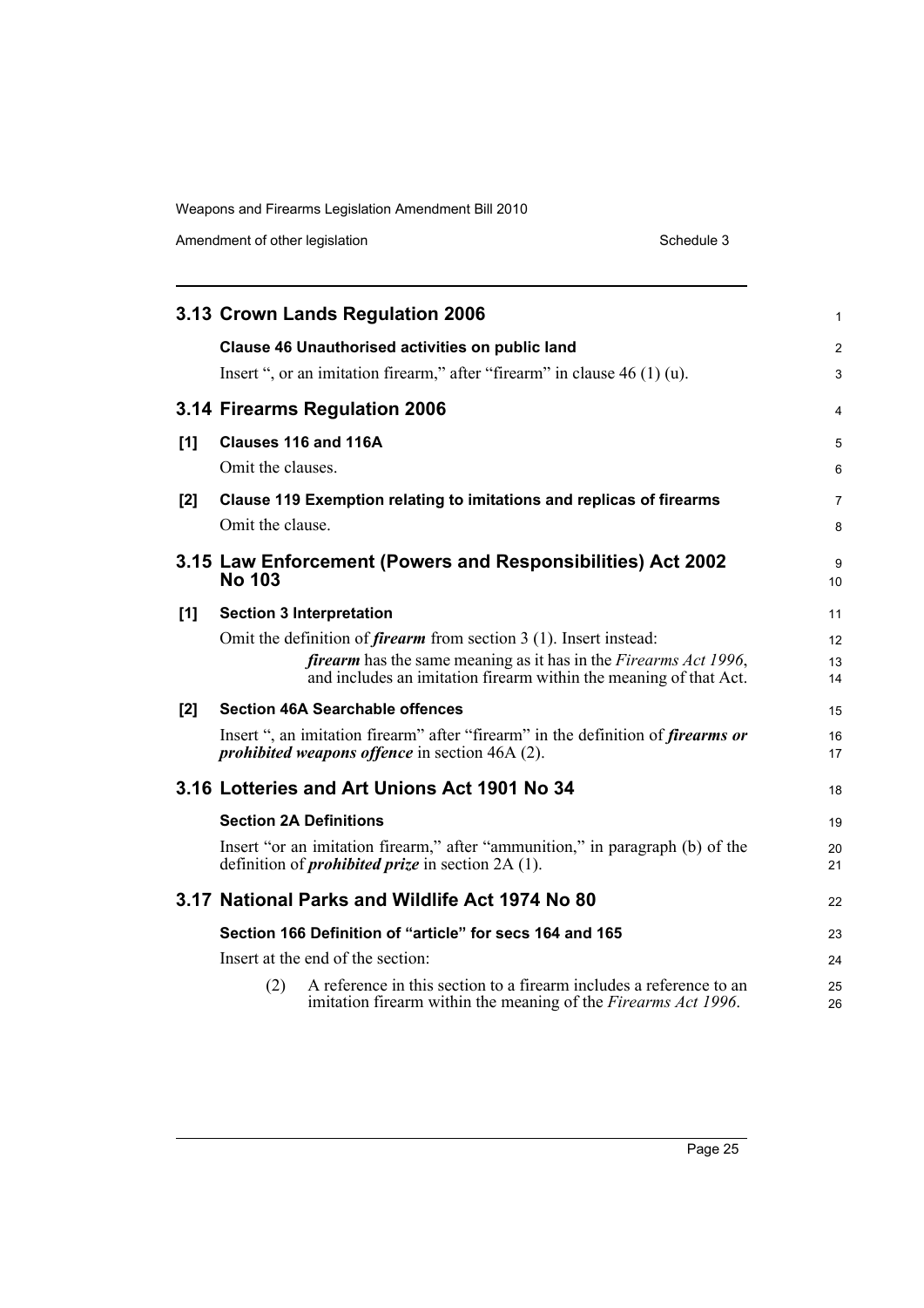## 3.13 Crown Lands Regulation 2006

### Clause 46 Unauthorised activities on public land

Insert ", or an imitation firearm," after "firearm" in clause 46 (1) (u).

## 3.14 Firearms Regulation 2006

### [1] Clauses 116 and 116A

Omit the clauses.

### [2] Clause 119 Exemption relating to imitations and replicas of firearms

Omit the clause.

## 3.15 Law Enforcement (Powers and Responsibilities) Act 2002 No 103

### [1] Section 3 Interpretation

Omit the definition of ***firearm*** from section 3 (1). Insert instead:

> ***firearm*** has the same meaning as it has in the *Firearms Act 1996*, and includes an imitation firearm within the meaning of that Act.

### [2] Section 46A Searchable offences

Insert ", an imitation firearm" after "firearm" in the definition of ***firearms or prohibited weapons offence*** in section 46A (2).

## 3.16 Lotteries and Art Unions Act 1901 No 34

### Section 2A Definitions

Insert "or an imitation firearm," after "ammunition," in paragraph (b) of the definition of ***prohibited prize*** in section 2A (1).

## 3.17 National Parks and Wildlife Act 1974 No 80

### Section 166 Definition of "article" for secs 164 and 165

Insert at the end of the section:

> (2) A reference in this section to a firearm includes a reference to an imitation firearm within the meaning of the *Firearms Act 1996*.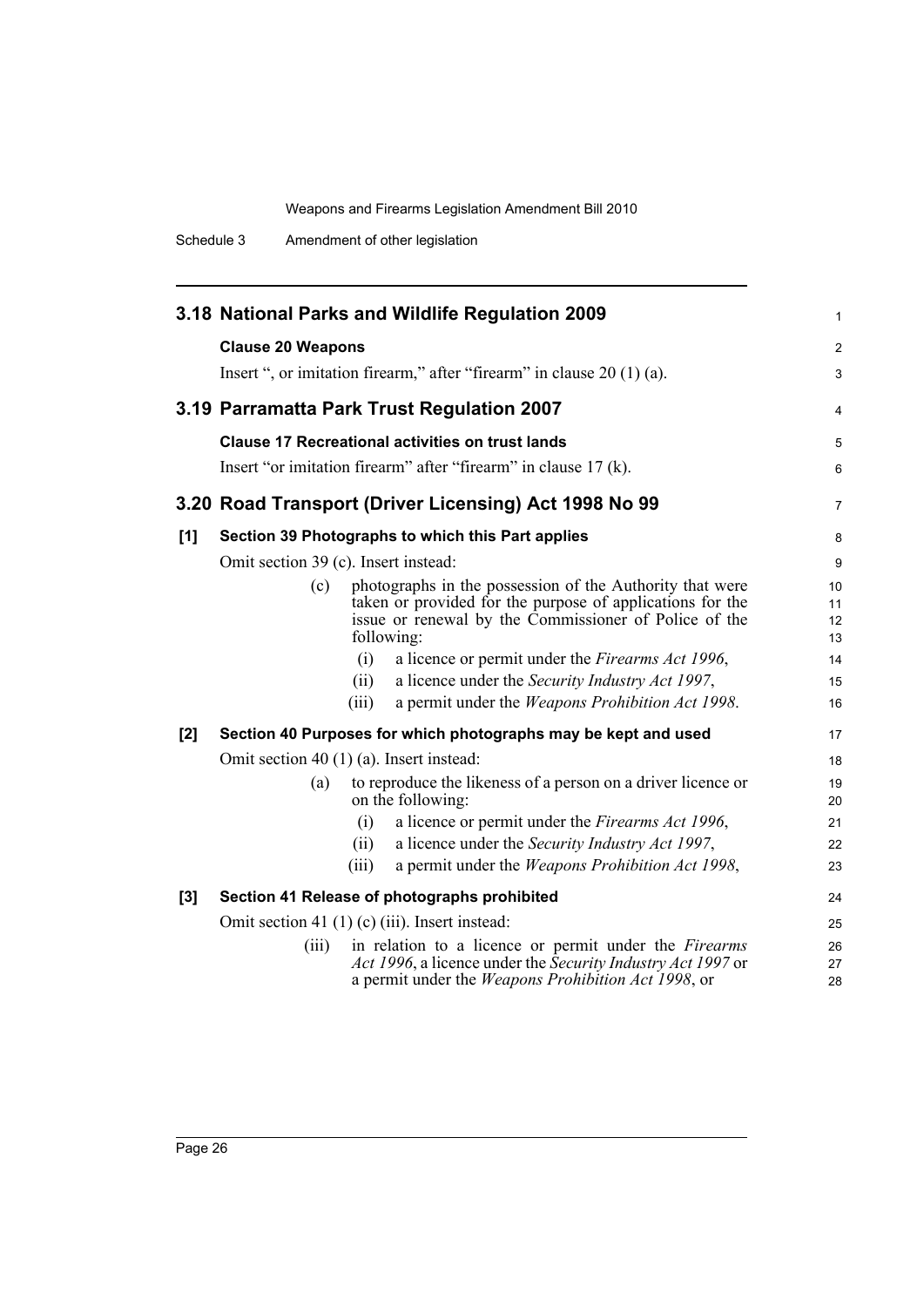## 3.18 National Parks and Wildlife Regulation 2009

**Clause 20 Weapons**

Insert ", or imitation firearm," after "firearm" in clause 20 (1) (a).

## 3.19 Parramatta Park Trust Regulation 2007

**Clause 17 Recreational activities on trust lands**

Insert "or imitation firearm" after "firearm" in clause 17 (k).

## 3.20 Road Transport (Driver Licensing) Act 1998 No 99

**[1] Section 39 Photographs to which this Part applies**

Omit section 39 (c). Insert instead:

(c) photographs in the possession of the Authority that were taken or provided for the purpose of applications for the issue or renewal by the Commissioner of Police of the following:

(i) a licence or permit under the *Firearms Act 1996*,

(ii) a licence under the *Security Industry Act 1997*,

(iii) a permit under the *Weapons Prohibition Act 1998*.

**[2] Section 40 Purposes for which photographs may be kept and used**

Omit section 40 (1) (a). Insert instead:

(a) to reproduce the likeness of a person on a driver licence or on the following:

(i) a licence or permit under the *Firearms Act 1996*,

(ii) a licence under the *Security Industry Act 1997*,

(iii) a permit under the *Weapons Prohibition Act 1998*,

**[3] Section 41 Release of photographs prohibited**

Omit section 41 (1) (c) (iii). Insert instead:

(iii) in relation to a licence or permit under the *Firearms Act 1996*, a licence under the *Security Industry Act 1997* or a permit under the *Weapons Prohibition Act 1998*, or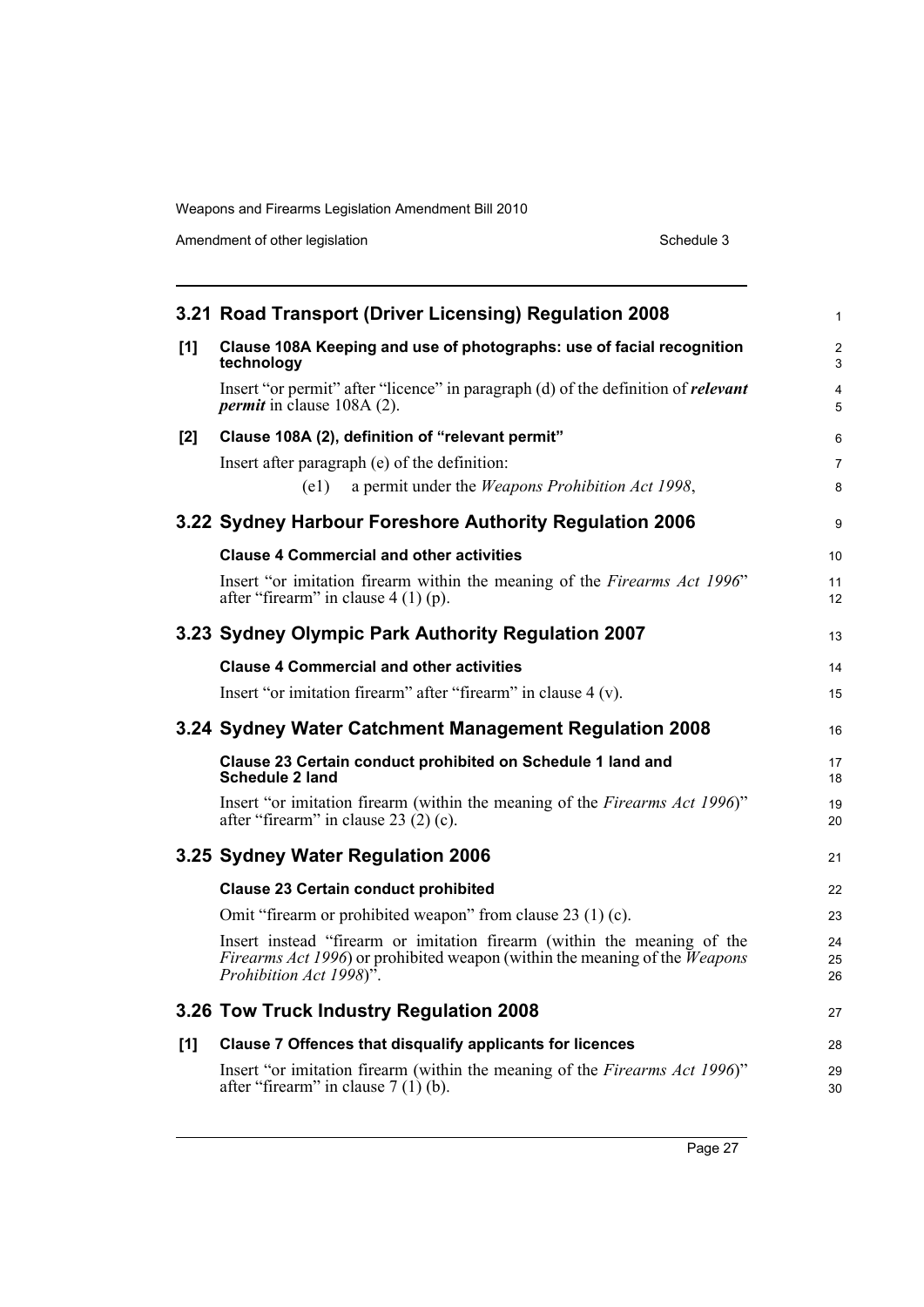## 3.21 Road Transport (Driver Licensing) Regulation 2008

**[1] Clause 108A Keeping and use of photographs: use of facial recognition technology**

Insert "or permit" after "licence" in paragraph (d) of the definition of ***relevant permit*** in clause 108A (2).

**[2] Clause 108A (2), definition of "relevant permit"**

Insert after paragraph (e) of the definition:

(e1) a permit under the *Weapons Prohibition Act 1998*,

## 3.22 Sydney Harbour Foreshore Authority Regulation 2006

**Clause 4 Commercial and other activities**

Insert "or imitation firearm within the meaning of the *Firearms Act 1996*" after "firearm" in clause 4 (1) (p).

## 3.23 Sydney Olympic Park Authority Regulation 2007

**Clause 4 Commercial and other activities**

Insert "or imitation firearm" after "firearm" in clause 4 (v).

## 3.24 Sydney Water Catchment Management Regulation 2008

**Clause 23 Certain conduct prohibited on Schedule 1 land and Schedule 2 land**

Insert "or imitation firearm (within the meaning of the *Firearms Act 1996*)" after "firearm" in clause 23 (2) (c).

## 3.25 Sydney Water Regulation 2006

**Clause 23 Certain conduct prohibited**

Omit "firearm or prohibited weapon" from clause 23 (1) (c).

Insert instead "firearm or imitation firearm (within the meaning of the *Firearms Act 1996*) or prohibited weapon (within the meaning of the *Weapons Prohibition Act 1998*)".

## 3.26 Tow Truck Industry Regulation 2008

**[1] Clause 7 Offences that disqualify applicants for licences**

Insert "or imitation firearm (within the meaning of the *Firearms Act 1996*)" after "firearm" in clause 7 (1) (b).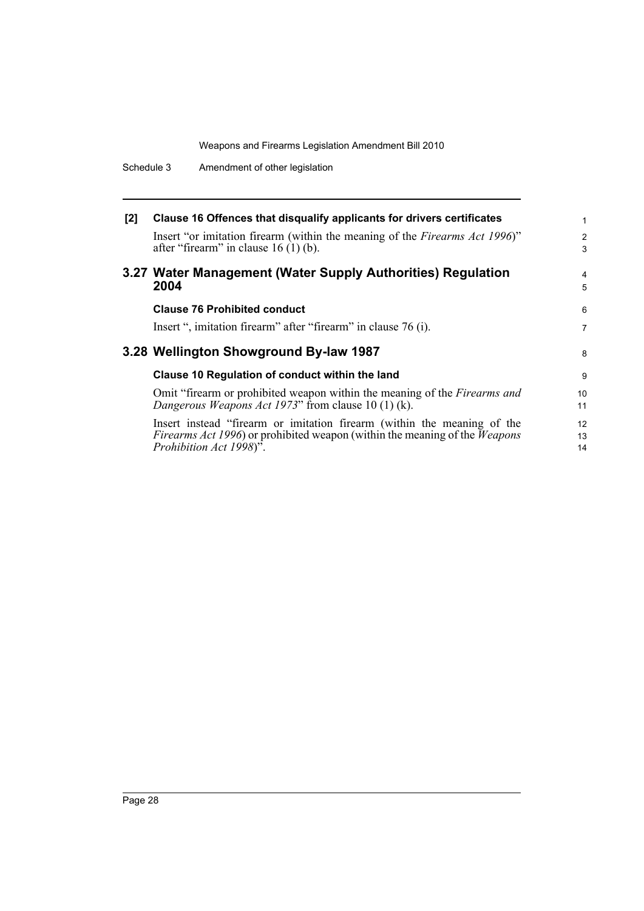**[2] Clause 16 Offences that disqualify applicants for drivers certificates**

Insert "or imitation firearm (within the meaning of the *Firearms Act 1996*)" after "firearm" in clause 16 (1) (b).

## 3.27 Water Management (Water Supply Authorities) Regulation 2004

**Clause 76 Prohibited conduct**

Insert ", imitation firearm" after "firearm" in clause 76 (i).

## 3.28 Wellington Showground By-law 1987

**Clause 10 Regulation of conduct within the land**

Omit "firearm or prohibited weapon within the meaning of the *Firearms and Dangerous Weapons Act 1973*" from clause 10 (1) (k).

Insert instead "firearm or imitation firearm (within the meaning of the *Firearms Act 1996*) or prohibited weapon (within the meaning of the *Weapons Prohibition Act 1998*)".